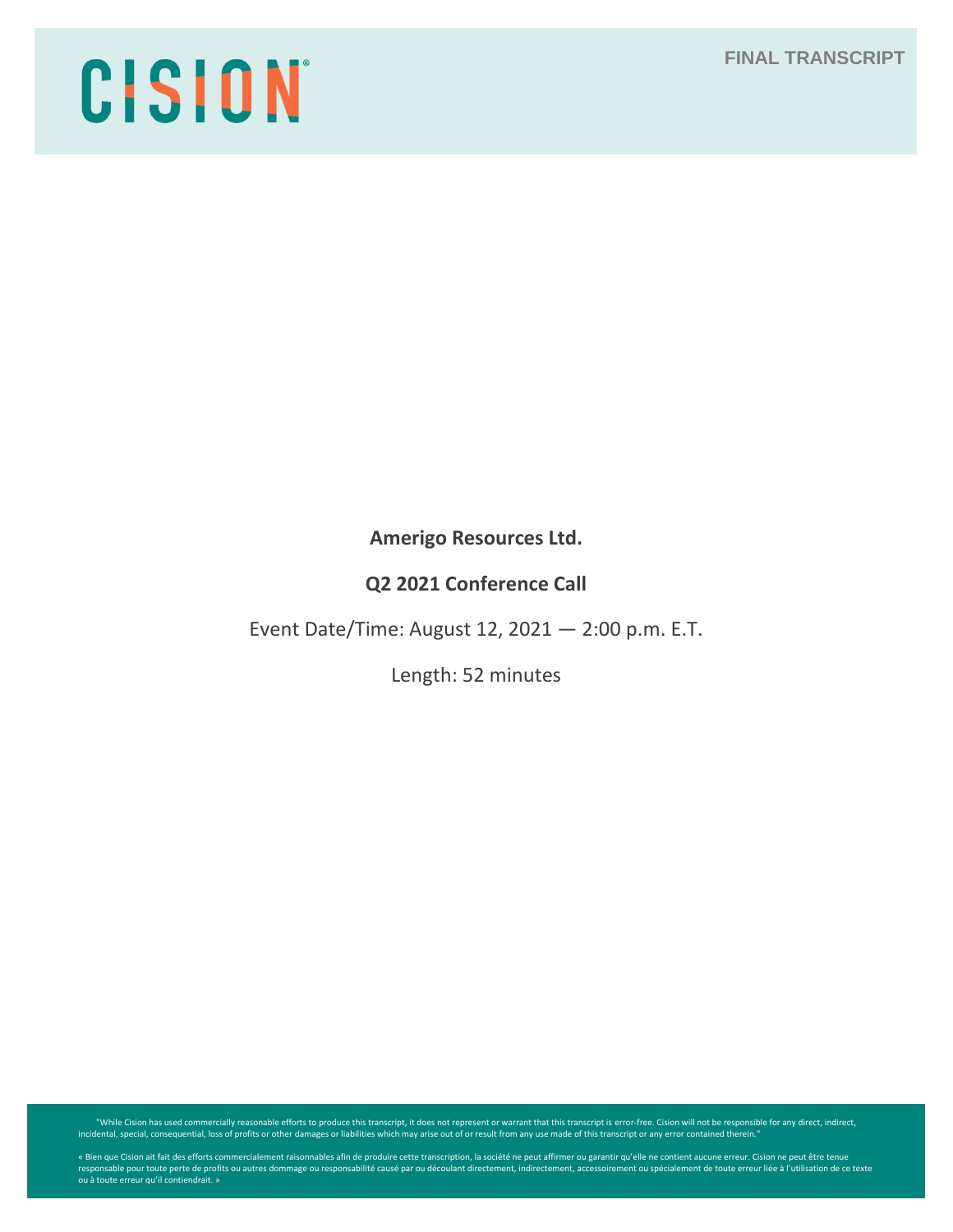CISION

**FINAL TRANSCRIPT**

**Amerigo Resources Ltd.**

**Q2 2021 Conference Call**

Event Date/Time: August 12, 2021 — 2:00 p.m. E.T.

Length: 52 minutes

"While Cision has used commercially reasonable efforts to produce this transcript, it does not represent or warrant that this transcript is error-free. Cision will not be responsible for any direct, indirect, incidental, special, consequential, loss of profits or other damages or liabilities which may arise out of or result from any use made of this transcript or any error contained therein."

« Bien que Cision ait fait des efforts commercialement raisonnables afin de produire cette transcription, la société ne peut affirmer ou garantir qu'elle ne contient aucune erreur. Cision ne peut être tenue responsable pour toute perte de profits ou autres dommage ou responsabilité causé par ou découlant directement, indirectement, accessoirement ou spécialement de toute erreur liée à l'utilisation de ce texte ou à toute erreur qu'il contiendrait. »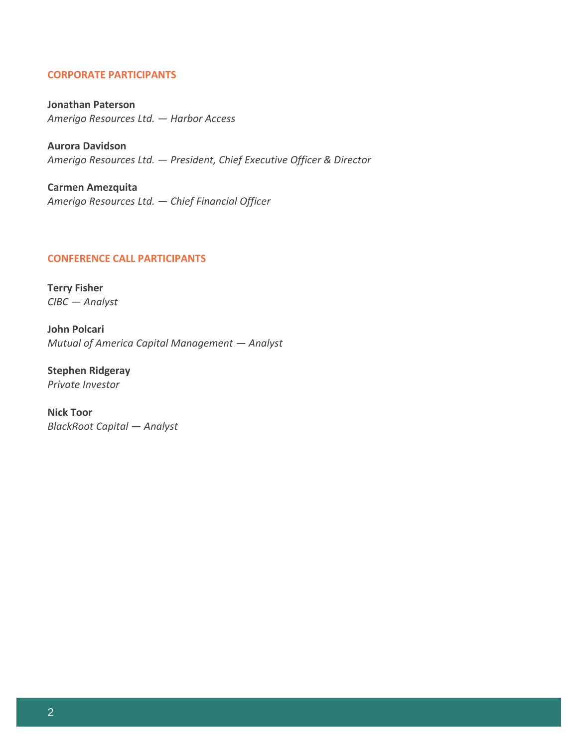## CORPORATE PARTICIPANTS

**Jonathan Paterson**
*Amerigo Resources Ltd. — Harbor Access*

**Aurora Davidson**
*Amerigo Resources Ltd. — President, Chief Executive Officer & Director*

**Carmen Amezquita**
*Amerigo Resources Ltd. — Chief Financial Officer*

## CONFERENCE CALL PARTICIPANTS

**Terry Fisher**
*CIBC — Analyst*

**John Polcari**
*Mutual of America Capital Management — Analyst*

**Stephen Ridgeray**
*Private Investor*

**Nick Toor**
*BlackRoot Capital — Analyst*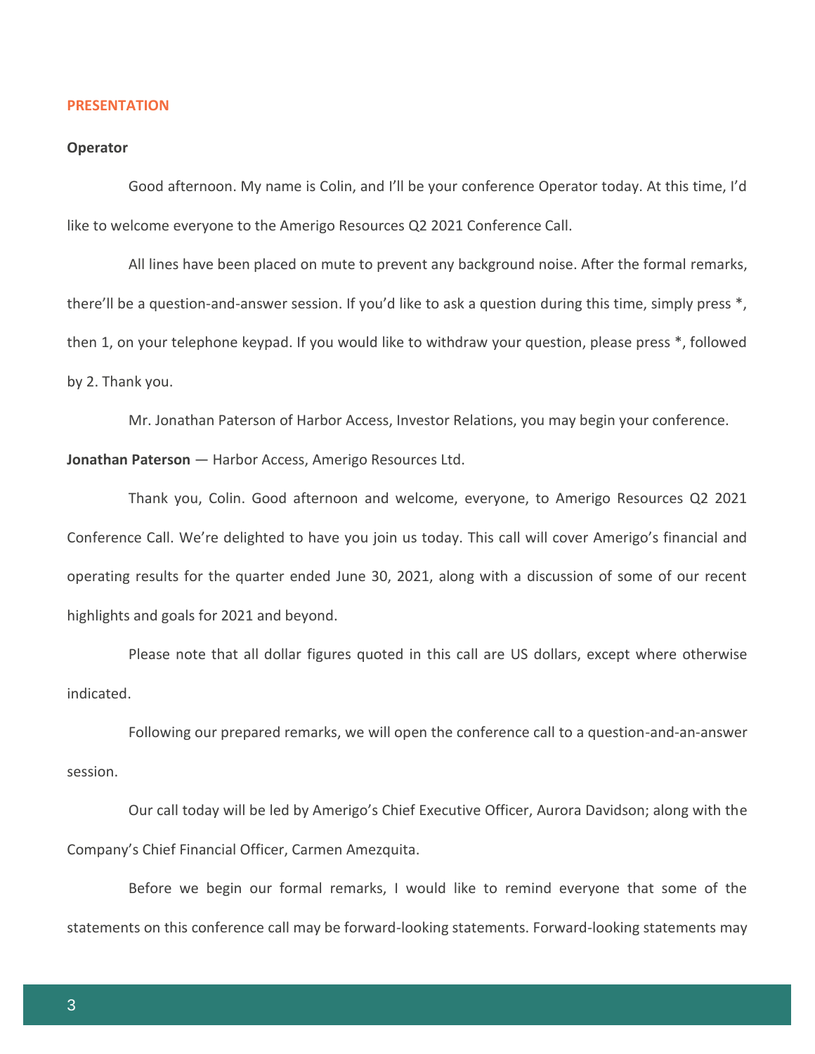## PRESENTATION

**Operator**

Good afternoon. My name is Colin, and I'll be your conference Operator today. At this time, I'd like to welcome everyone to the Amerigo Resources Q2 2021 Conference Call.

All lines have been placed on mute to prevent any background noise. After the formal remarks, there'll be a question-and-answer session. If you'd like to ask a question during this time, simply press *, then 1, on your telephone keypad. If you would like to withdraw your question, please press *, followed by 2. Thank you.

Mr. Jonathan Paterson of Harbor Access, Investor Relations, you may begin your conference.

**Jonathan Paterson** — Harbor Access, Amerigo Resources Ltd.

Thank you, Colin. Good afternoon and welcome, everyone, to Amerigo Resources Q2 2021 Conference Call. We're delighted to have you join us today. This call will cover Amerigo's financial and operating results for the quarter ended June 30, 2021, along with a discussion of some of our recent highlights and goals for 2021 and beyond.

Please note that all dollar figures quoted in this call are US dollars, except where otherwise indicated.

Following our prepared remarks, we will open the conference call to a question-and-an-answer session.

Our call today will be led by Amerigo's Chief Executive Officer, Aurora Davidson; along with the Company's Chief Financial Officer, Carmen Amezquita.

Before we begin our formal remarks, I would like to remind everyone that some of the statements on this conference call may be forward-looking statements. Forward-looking statements may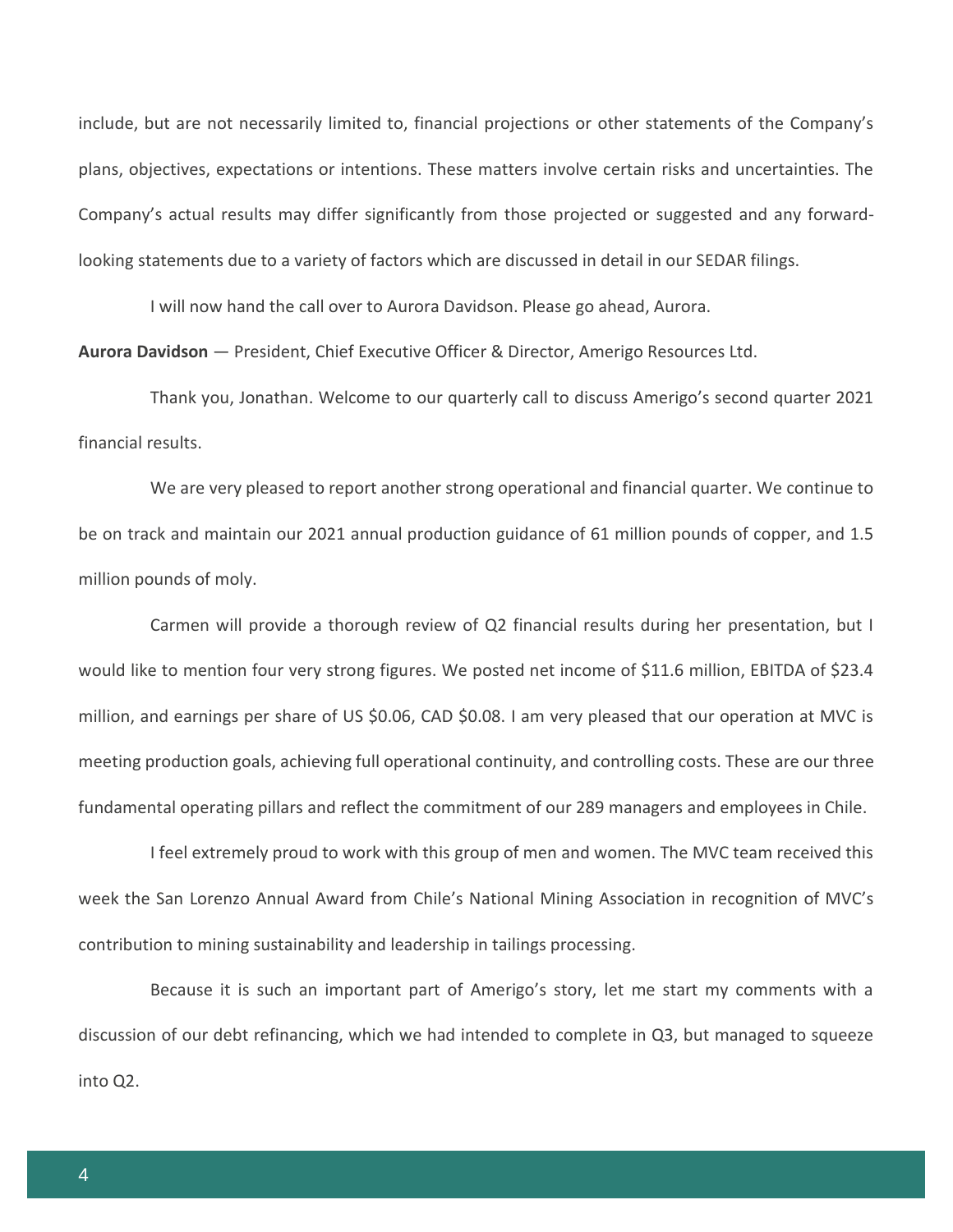include, but are not necessarily limited to, financial projections or other statements of the Company's plans, objectives, expectations or intentions. These matters involve certain risks and uncertainties. The Company's actual results may differ significantly from those projected or suggested and any forward-looking statements due to a variety of factors which are discussed in detail in our SEDAR filings.

I will now hand the call over to Aurora Davidson. Please go ahead, Aurora.

**Aurora Davidson** — President, Chief Executive Officer & Director, Amerigo Resources Ltd.

Thank you, Jonathan. Welcome to our quarterly call to discuss Amerigo's second quarter 2021 financial results.

We are very pleased to report another strong operational and financial quarter. We continue to be on track and maintain our 2021 annual production guidance of 61 million pounds of copper, and 1.5 million pounds of moly.

Carmen will provide a thorough review of Q2 financial results during her presentation, but I would like to mention four very strong figures. We posted net income of $11.6 million, EBITDA of $23.4 million, and earnings per share of US $0.06, CAD $0.08. I am very pleased that our operation at MVC is meeting production goals, achieving full operational continuity, and controlling costs. These are our three fundamental operating pillars and reflect the commitment of our 289 managers and employees in Chile.

I feel extremely proud to work with this group of men and women. The MVC team received this week the San Lorenzo Annual Award from Chile's National Mining Association in recognition of MVC's contribution to mining sustainability and leadership in tailings processing.

Because it is such an important part of Amerigo's story, let me start my comments with a discussion of our debt refinancing, which we had intended to complete in Q3, but managed to squeeze into Q2.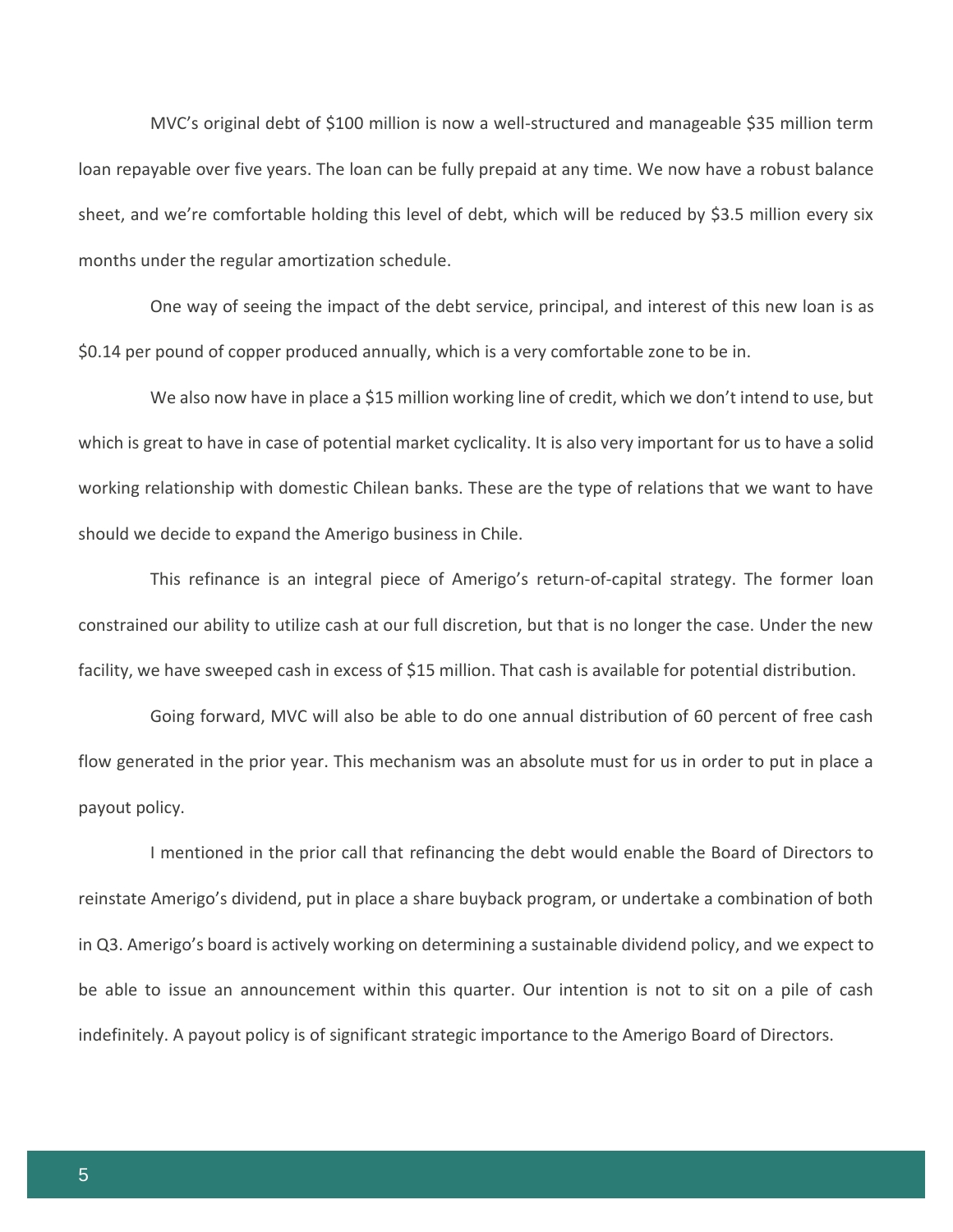MVC's original debt of $100 million is now a well-structured and manageable $35 million term loan repayable over five years. The loan can be fully prepaid at any time. We now have a robust balance sheet, and we're comfortable holding this level of debt, which will be reduced by $3.5 million every six months under the regular amortization schedule.

One way of seeing the impact of the debt service, principal, and interest of this new loan is as $0.14 per pound of copper produced annually, which is a very comfortable zone to be in.

We also now have in place a $15 million working line of credit, which we don't intend to use, but which is great to have in case of potential market cyclicality. It is also very important for us to have a solid working relationship with domestic Chilean banks. These are the type of relations that we want to have should we decide to expand the Amerigo business in Chile.

This refinance is an integral piece of Amerigo's return-of-capital strategy. The former loan constrained our ability to utilize cash at our full discretion, but that is no longer the case. Under the new facility, we have sweeped cash in excess of $15 million. That cash is available for potential distribution.

Going forward, MVC will also be able to do one annual distribution of 60 percent of free cash flow generated in the prior year. This mechanism was an absolute must for us in order to put in place a payout policy.

I mentioned in the prior call that refinancing the debt would enable the Board of Directors to reinstate Amerigo's dividend, put in place a share buyback program, or undertake a combination of both in Q3. Amerigo's board is actively working on determining a sustainable dividend policy, and we expect to be able to issue an announcement within this quarter. Our intention is not to sit on a pile of cash indefinitely. A payout policy is of significant strategic importance to the Amerigo Board of Directors.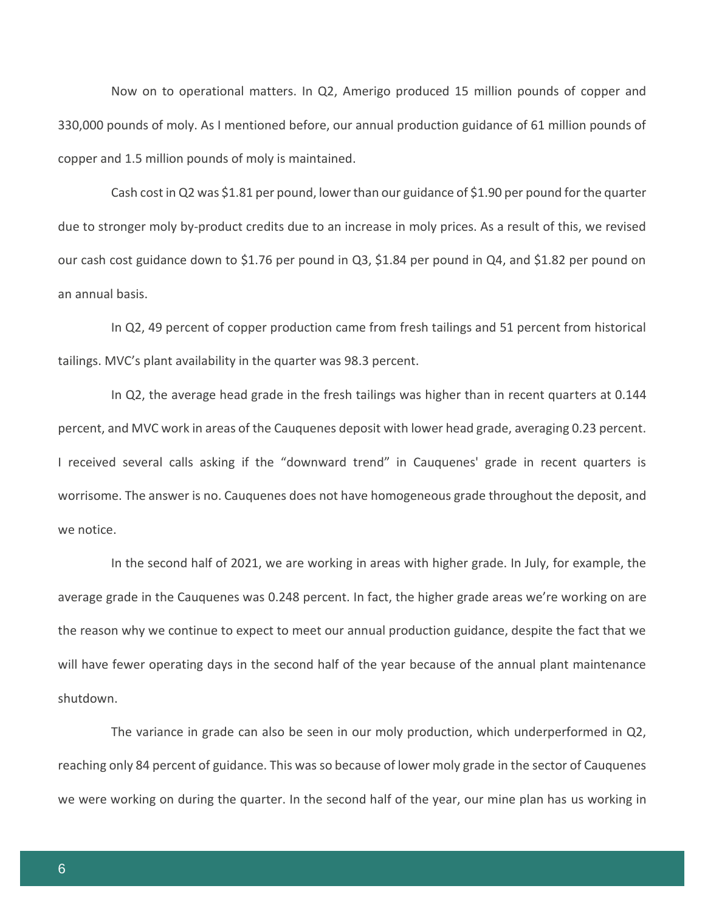Now on to operational matters. In Q2, Amerigo produced 15 million pounds of copper and 330,000 pounds of moly. As I mentioned before, our annual production guidance of 61 million pounds of copper and 1.5 million pounds of moly is maintained.

Cash cost in Q2 was $1.81 per pound, lower than our guidance of $1.90 per pound for the quarter due to stronger moly by-product credits due to an increase in moly prices. As a result of this, we revised our cash cost guidance down to $1.76 per pound in Q3, $1.84 per pound in Q4, and $1.82 per pound on an annual basis.

In Q2, 49 percent of copper production came from fresh tailings and 51 percent from historical tailings. MVC's plant availability in the quarter was 98.3 percent.

In Q2, the average head grade in the fresh tailings was higher than in recent quarters at 0.144 percent, and MVC work in areas of the Cauquenes deposit with lower head grade, averaging 0.23 percent. I received several calls asking if the "downward trend" in Cauquenes' grade in recent quarters is worrisome. The answer is no. Cauquenes does not have homogeneous grade throughout the deposit, and we notice.

In the second half of 2021, we are working in areas with higher grade. In July, for example, the average grade in the Cauquenes was 0.248 percent. In fact, the higher grade areas we're working on are the reason why we continue to expect to meet our annual production guidance, despite the fact that we will have fewer operating days in the second half of the year because of the annual plant maintenance shutdown.

The variance in grade can also be seen in our moly production, which underperformed in Q2, reaching only 84 percent of guidance. This was so because of lower moly grade in the sector of Cauquenes we were working on during the quarter. In the second half of the year, our mine plan has us working in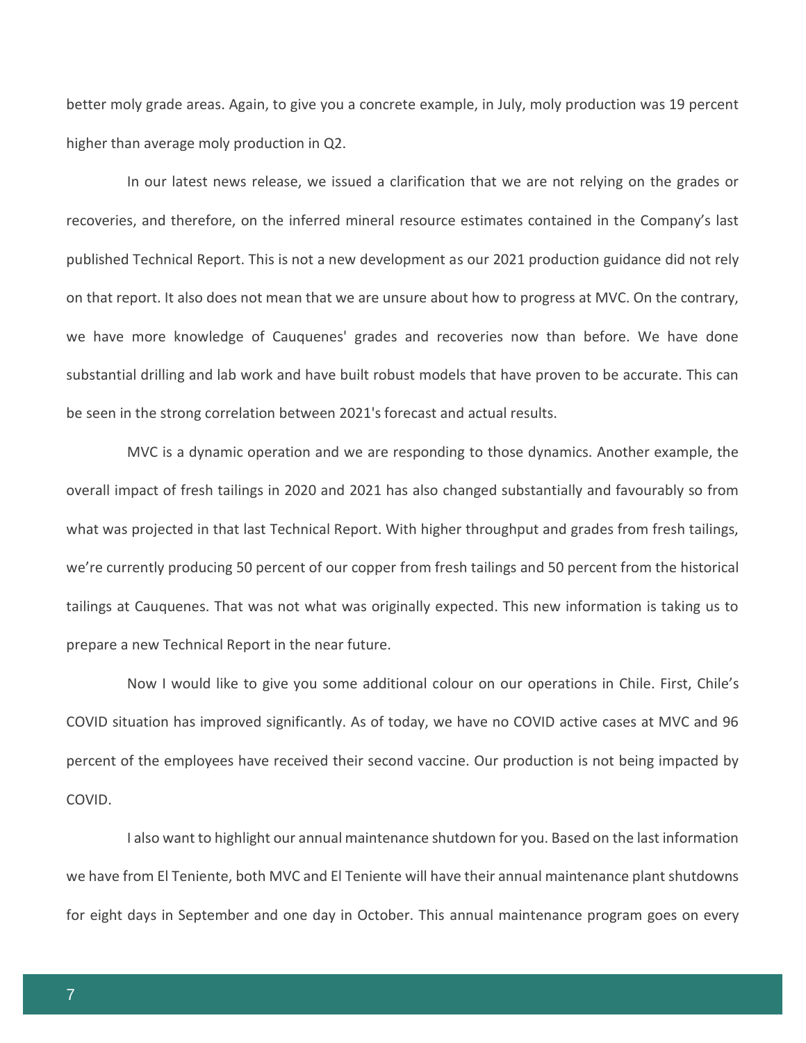better moly grade areas. Again, to give you a concrete example, in July, moly production was 19 percent higher than average moly production in Q2.

In our latest news release, we issued a clarification that we are not relying on the grades or recoveries, and therefore, on the inferred mineral resource estimates contained in the Company's last published Technical Report. This is not a new development as our 2021 production guidance did not rely on that report. It also does not mean that we are unsure about how to progress at MVC. On the contrary, we have more knowledge of Cauquenes' grades and recoveries now than before. We have done substantial drilling and lab work and have built robust models that have proven to be accurate. This can be seen in the strong correlation between 2021's forecast and actual results.

MVC is a dynamic operation and we are responding to those dynamics. Another example, the overall impact of fresh tailings in 2020 and 2021 has also changed substantially and favourably so from what was projected in that last Technical Report. With higher throughput and grades from fresh tailings, we're currently producing 50 percent of our copper from fresh tailings and 50 percent from the historical tailings at Cauquenes. That was not what was originally expected. This new information is taking us to prepare a new Technical Report in the near future.

Now I would like to give you some additional colour on our operations in Chile. First, Chile's COVID situation has improved significantly. As of today, we have no COVID active cases at MVC and 96 percent of the employees have received their second vaccine. Our production is not being impacted by COVID.

I also want to highlight our annual maintenance shutdown for you. Based on the last information we have from El Teniente, both MVC and El Teniente will have their annual maintenance plant shutdowns for eight days in September and one day in October. This annual maintenance program goes on every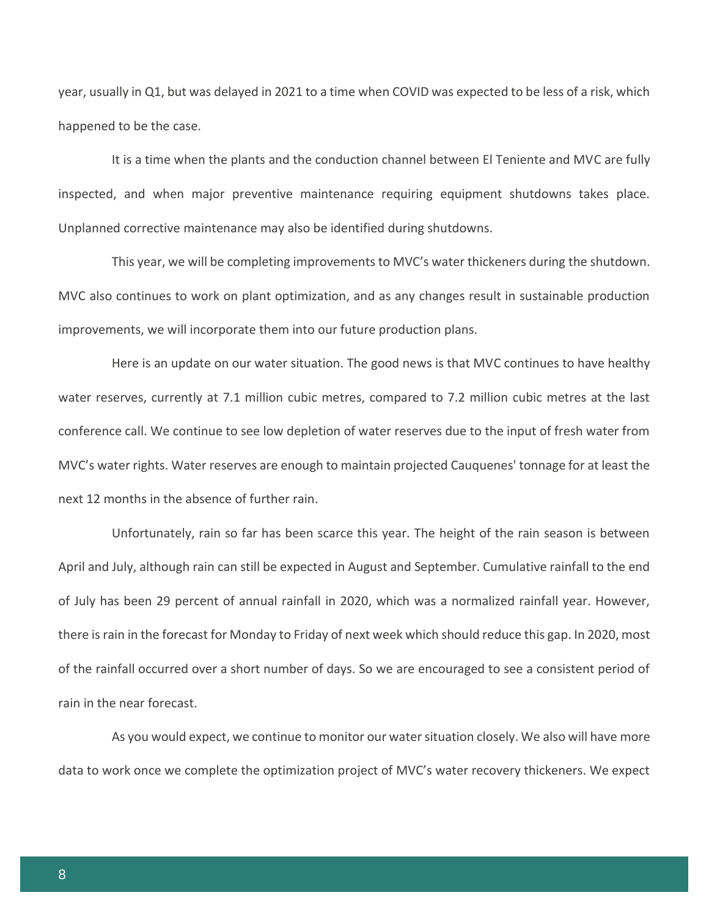year, usually in Q1, but was delayed in 2021 to a time when COVID was expected to be less of a risk, which happened to be the case.

It is a time when the plants and the conduction channel between El Teniente and MVC are fully inspected, and when major preventive maintenance requiring equipment shutdowns takes place. Unplanned corrective maintenance may also be identified during shutdowns.

This year, we will be completing improvements to MVC's water thickeners during the shutdown. MVC also continues to work on plant optimization, and as any changes result in sustainable production improvements, we will incorporate them into our future production plans.

Here is an update on our water situation. The good news is that MVC continues to have healthy water reserves, currently at 7.1 million cubic metres, compared to 7.2 million cubic metres at the last conference call. We continue to see low depletion of water reserves due to the input of fresh water from MVC's water rights. Water reserves are enough to maintain projected Cauquenes' tonnage for at least the next 12 months in the absence of further rain.

Unfortunately, rain so far has been scarce this year. The height of the rain season is between April and July, although rain can still be expected in August and September. Cumulative rainfall to the end of July has been 29 percent of annual rainfall in 2020, which was a normalized rainfall year. However, there is rain in the forecast for Monday to Friday of next week which should reduce this gap. In 2020, most of the rainfall occurred over a short number of days. So we are encouraged to see a consistent period of rain in the near forecast.

As you would expect, we continue to monitor our water situation closely. We also will have more data to work once we complete the optimization project of MVC's water recovery thickeners. We expect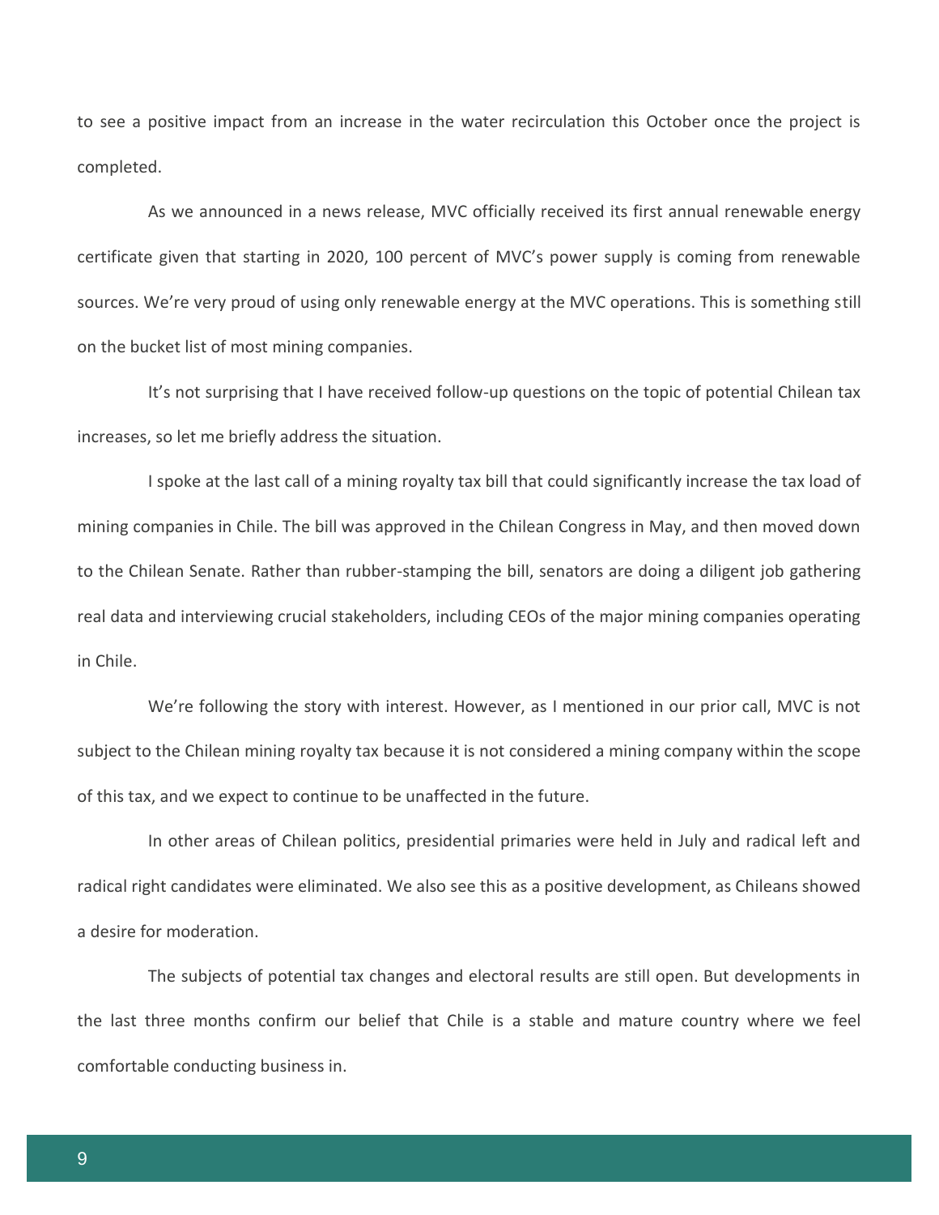to see a positive impact from an increase in the water recirculation this October once the project is completed.

As we announced in a news release, MVC officially received its first annual renewable energy certificate given that starting in 2020, 100 percent of MVC's power supply is coming from renewable sources. We're very proud of using only renewable energy at the MVC operations. This is something still on the bucket list of most mining companies.

It's not surprising that I have received follow-up questions on the topic of potential Chilean tax increases, so let me briefly address the situation.

I spoke at the last call of a mining royalty tax bill that could significantly increase the tax load of mining companies in Chile. The bill was approved in the Chilean Congress in May, and then moved down to the Chilean Senate. Rather than rubber-stamping the bill, senators are doing a diligent job gathering real data and interviewing crucial stakeholders, including CEOs of the major mining companies operating in Chile.

We're following the story with interest. However, as I mentioned in our prior call, MVC is not subject to the Chilean mining royalty tax because it is not considered a mining company within the scope of this tax, and we expect to continue to be unaffected in the future.

In other areas of Chilean politics, presidential primaries were held in July and radical left and radical right candidates were eliminated. We also see this as a positive development, as Chileans showed a desire for moderation.

The subjects of potential tax changes and electoral results are still open. But developments in the last three months confirm our belief that Chile is a stable and mature country where we feel comfortable conducting business in.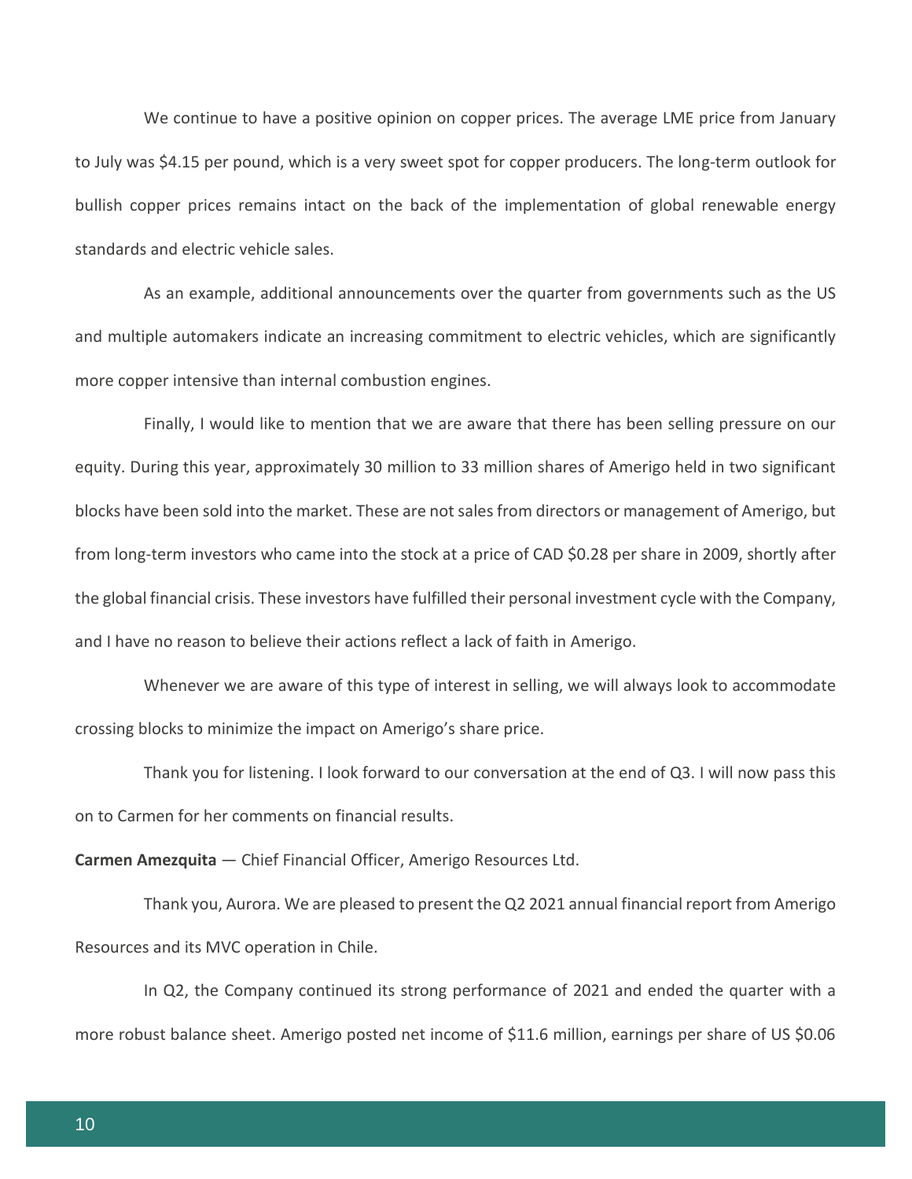We continue to have a positive opinion on copper prices. The average LME price from January to July was $4.15 per pound, which is a very sweet spot for copper producers. The long-term outlook for bullish copper prices remains intact on the back of the implementation of global renewable energy standards and electric vehicle sales.

As an example, additional announcements over the quarter from governments such as the US and multiple automakers indicate an increasing commitment to electric vehicles, which are significantly more copper intensive than internal combustion engines.

Finally, I would like to mention that we are aware that there has been selling pressure on our equity. During this year, approximately 30 million to 33 million shares of Amerigo held in two significant blocks have been sold into the market. These are not sales from directors or management of Amerigo, but from long-term investors who came into the stock at a price of CAD $0.28 per share in 2009, shortly after the global financial crisis. These investors have fulfilled their personal investment cycle with the Company, and I have no reason to believe their actions reflect a lack of faith in Amerigo.

Whenever we are aware of this type of interest in selling, we will always look to accommodate crossing blocks to minimize the impact on Amerigo's share price.

Thank you for listening. I look forward to our conversation at the end of Q3. I will now pass this on to Carmen for her comments on financial results.

**Carmen Amezquita** — Chief Financial Officer, Amerigo Resources Ltd.

Thank you, Aurora. We are pleased to present the Q2 2021 annual financial report from Amerigo Resources and its MVC operation in Chile.

In Q2, the Company continued its strong performance of 2021 and ended the quarter with a more robust balance sheet. Amerigo posted net income of $11.6 million, earnings per share of US $0.06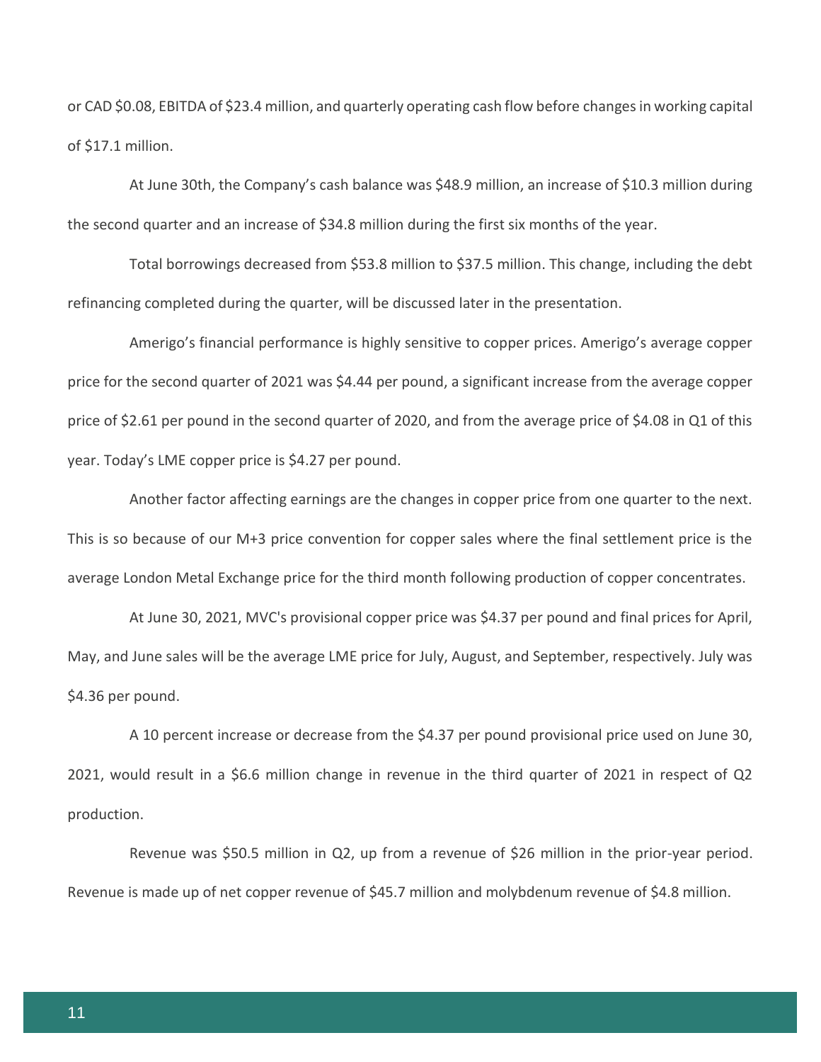or CAD $0.08, EBITDA of $23.4 million, and quarterly operating cash flow before changes in working capital of $17.1 million.

At June 30th, the Company's cash balance was $48.9 million, an increase of $10.3 million during the second quarter and an increase of $34.8 million during the first six months of the year.

Total borrowings decreased from $53.8 million to $37.5 million. This change, including the debt refinancing completed during the quarter, will be discussed later in the presentation.

Amerigo's financial performance is highly sensitive to copper prices. Amerigo's average copper price for the second quarter of 2021 was $4.44 per pound, a significant increase from the average copper price of $2.61 per pound in the second quarter of 2020, and from the average price of $4.08 in Q1 of this year. Today's LME copper price is $4.27 per pound.

Another factor affecting earnings are the changes in copper price from one quarter to the next. This is so because of our M+3 price convention for copper sales where the final settlement price is the average London Metal Exchange price for the third month following production of copper concentrates.

At June 30, 2021, MVC's provisional copper price was $4.37 per pound and final prices for April, May, and June sales will be the average LME price for July, August, and September, respectively. July was $4.36 per pound.

A 10 percent increase or decrease from the $4.37 per pound provisional price used on June 30, 2021, would result in a $6.6 million change in revenue in the third quarter of 2021 in respect of Q2 production.

Revenue was $50.5 million in Q2, up from a revenue of $26 million in the prior-year period. Revenue is made up of net copper revenue of $45.7 million and molybdenum revenue of $4.8 million.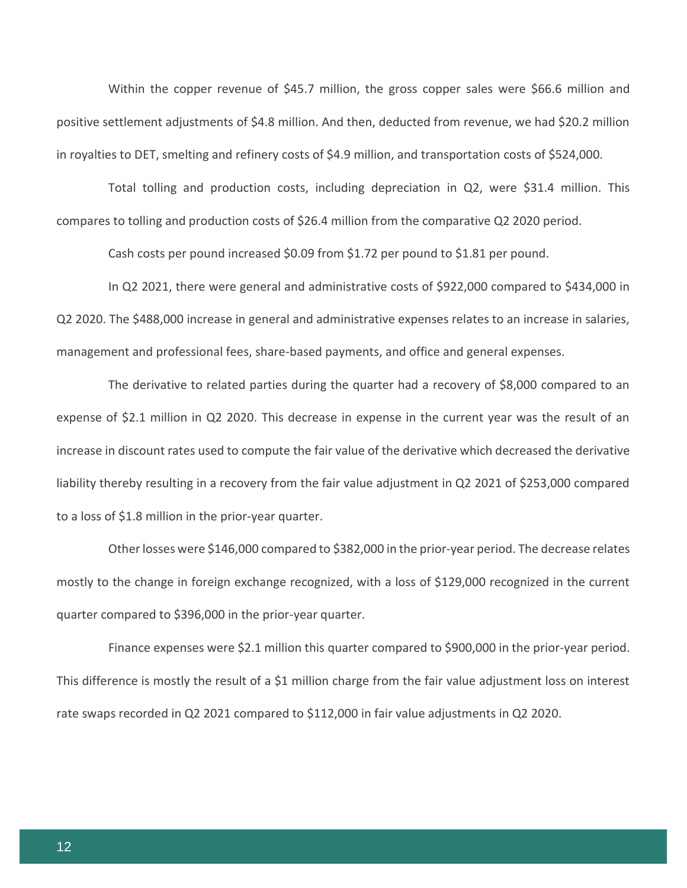Within the copper revenue of $45.7 million, the gross copper sales were $66.6 million and positive settlement adjustments of $4.8 million. And then, deducted from revenue, we had $20.2 million in royalties to DET, smelting and refinery costs of $4.9 million, and transportation costs of $524,000.

Total tolling and production costs, including depreciation in Q2, were $31.4 million. This compares to tolling and production costs of $26.4 million from the comparative Q2 2020 period.

Cash costs per pound increased $0.09 from $1.72 per pound to $1.81 per pound.

In Q2 2021, there were general and administrative costs of $922,000 compared to $434,000 in Q2 2020. The $488,000 increase in general and administrative expenses relates to an increase in salaries, management and professional fees, share-based payments, and office and general expenses.

The derivative to related parties during the quarter had a recovery of $8,000 compared to an expense of $2.1 million in Q2 2020. This decrease in expense in the current year was the result of an increase in discount rates used to compute the fair value of the derivative which decreased the derivative liability thereby resulting in a recovery from the fair value adjustment in Q2 2021 of $253,000 compared to a loss of $1.8 million in the prior-year quarter.

Other losses were $146,000 compared to $382,000 in the prior-year period. The decrease relates mostly to the change in foreign exchange recognized, with a loss of $129,000 recognized in the current quarter compared to $396,000 in the prior-year quarter.

Finance expenses were $2.1 million this quarter compared to $900,000 in the prior-year period. This difference is mostly the result of a $1 million charge from the fair value adjustment loss on interest rate swaps recorded in Q2 2021 compared to $112,000 in fair value adjustments in Q2 2020.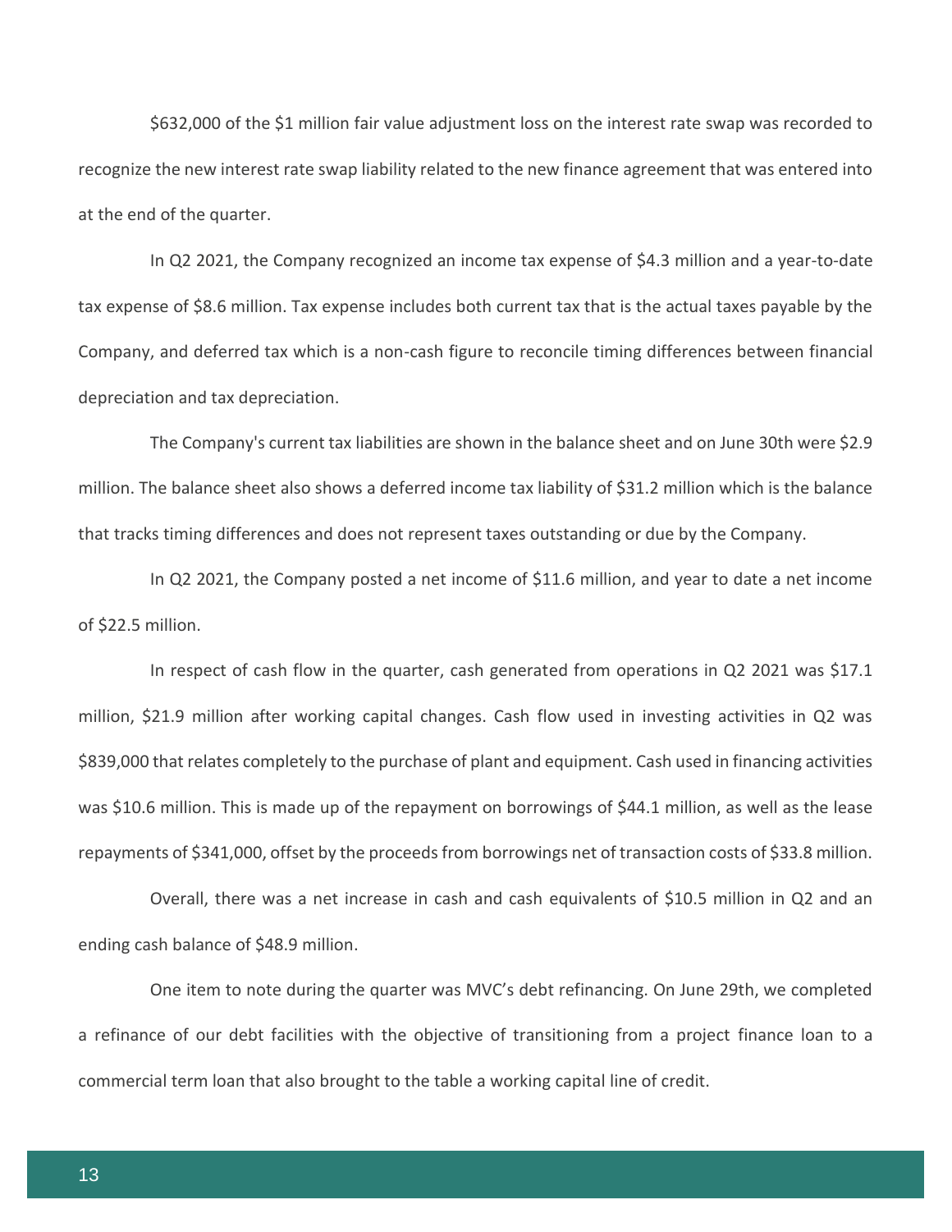$632,000 of the $1 million fair value adjustment loss on the interest rate swap was recorded to recognize the new interest rate swap liability related to the new finance agreement that was entered into at the end of the quarter.

In Q2 2021, the Company recognized an income tax expense of $4.3 million and a year-to-date tax expense of $8.6 million. Tax expense includes both current tax that is the actual taxes payable by the Company, and deferred tax which is a non-cash figure to reconcile timing differences between financial depreciation and tax depreciation.

The Company's current tax liabilities are shown in the balance sheet and on June 30th were $2.9 million. The balance sheet also shows a deferred income tax liability of $31.2 million which is the balance that tracks timing differences and does not represent taxes outstanding or due by the Company.

In Q2 2021, the Company posted a net income of $11.6 million, and year to date a net income of $22.5 million.

In respect of cash flow in the quarter, cash generated from operations in Q2 2021 was $17.1 million, $21.9 million after working capital changes. Cash flow used in investing activities in Q2 was $839,000 that relates completely to the purchase of plant and equipment. Cash used in financing activities was $10.6 million. This is made up of the repayment on borrowings of $44.1 million, as well as the lease repayments of $341,000, offset by the proceeds from borrowings net of transaction costs of $33.8 million.

Overall, there was a net increase in cash and cash equivalents of $10.5 million in Q2 and an ending cash balance of $48.9 million.

One item to note during the quarter was MVC's debt refinancing. On June 29th, we completed a refinance of our debt facilities with the objective of transitioning from a project finance loan to a commercial term loan that also brought to the table a working capital line of credit.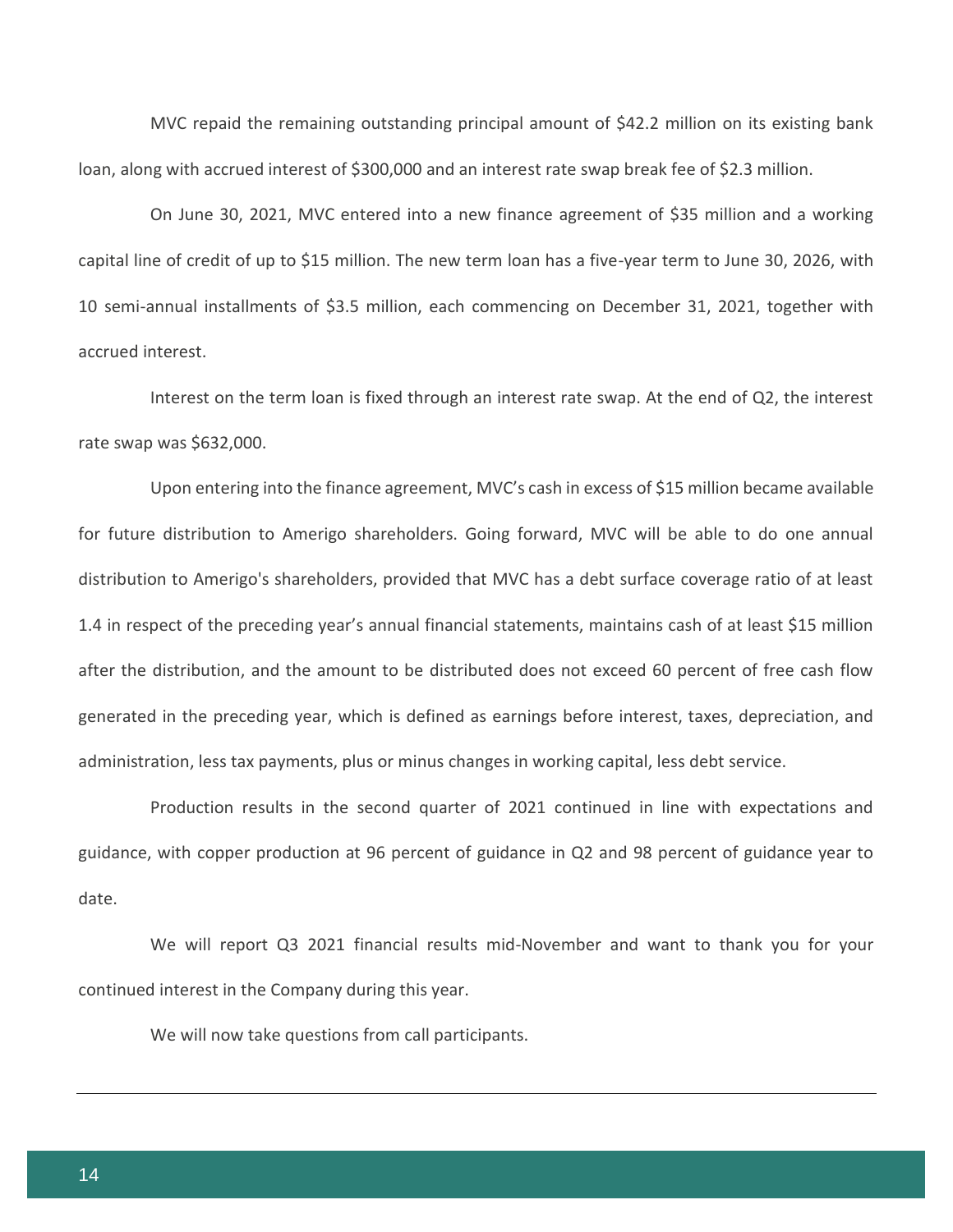MVC repaid the remaining outstanding principal amount of $42.2 million on its existing bank loan, along with accrued interest of $300,000 and an interest rate swap break fee of $2.3 million.

On June 30, 2021, MVC entered into a new finance agreement of $35 million and a working capital line of credit of up to $15 million. The new term loan has a five-year term to June 30, 2026, with 10 semi-annual installments of $3.5 million, each commencing on December 31, 2021, together with accrued interest.

Interest on the term loan is fixed through an interest rate swap. At the end of Q2, the interest rate swap was $632,000.

Upon entering into the finance agreement, MVC's cash in excess of $15 million became available for future distribution to Amerigo shareholders. Going forward, MVC will be able to do one annual distribution to Amerigo's shareholders, provided that MVC has a debt surface coverage ratio of at least 1.4 in respect of the preceding year's annual financial statements, maintains cash of at least $15 million after the distribution, and the amount to be distributed does not exceed 60 percent of free cash flow generated in the preceding year, which is defined as earnings before interest, taxes, depreciation, and administration, less tax payments, plus or minus changes in working capital, less debt service.

Production results in the second quarter of 2021 continued in line with expectations and guidance, with copper production at 96 percent of guidance in Q2 and 98 percent of guidance year to date.

We will report Q3 2021 financial results mid-November and want to thank you for your continued interest in the Company during this year.

We will now take questions from call participants.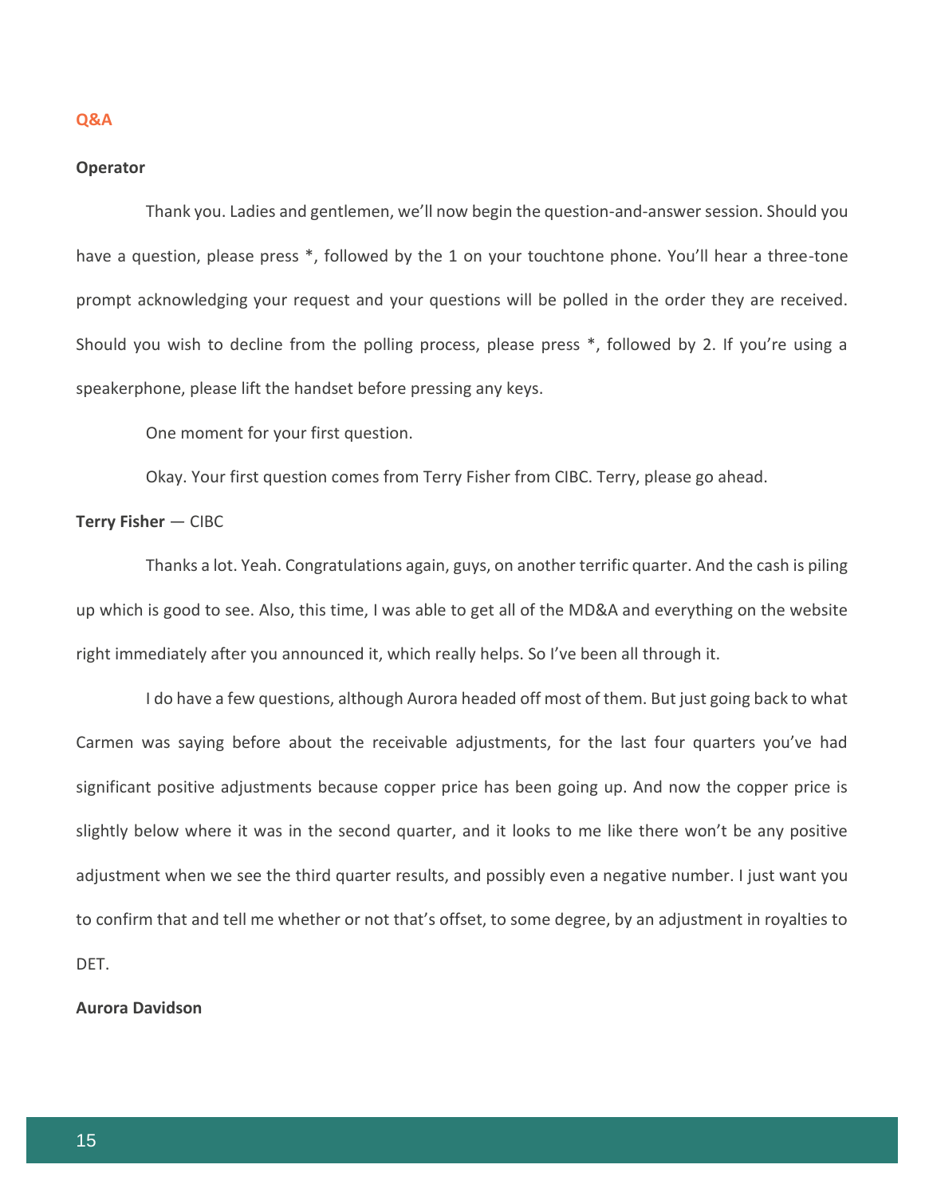## Q&A

**Operator**

Thank you. Ladies and gentlemen, we'll now begin the question-and-answer session. Should you have a question, please press *, followed by the 1 on your touchtone phone. You'll hear a three-tone prompt acknowledging your request and your questions will be polled in the order they are received. Should you wish to decline from the polling process, please press *, followed by 2. If you're using a speakerphone, please lift the handset before pressing any keys.

One moment for your first question.

Okay. Your first question comes from Terry Fisher from CIBC. Terry, please go ahead.

**Terry Fisher** — CIBC

Thanks a lot. Yeah. Congratulations again, guys, on another terrific quarter. And the cash is piling up which is good to see. Also, this time, I was able to get all of the MD&A and everything on the website right immediately after you announced it, which really helps. So I've been all through it.

I do have a few questions, although Aurora headed off most of them. But just going back to what Carmen was saying before about the receivable adjustments, for the last four quarters you've had significant positive adjustments because copper price has been going up. And now the copper price is slightly below where it was in the second quarter, and it looks to me like there won't be any positive adjustment when we see the third quarter results, and possibly even a negative number. I just want you to confirm that and tell me whether or not that's offset, to some degree, by an adjustment in royalties to DET.

**Aurora Davidson**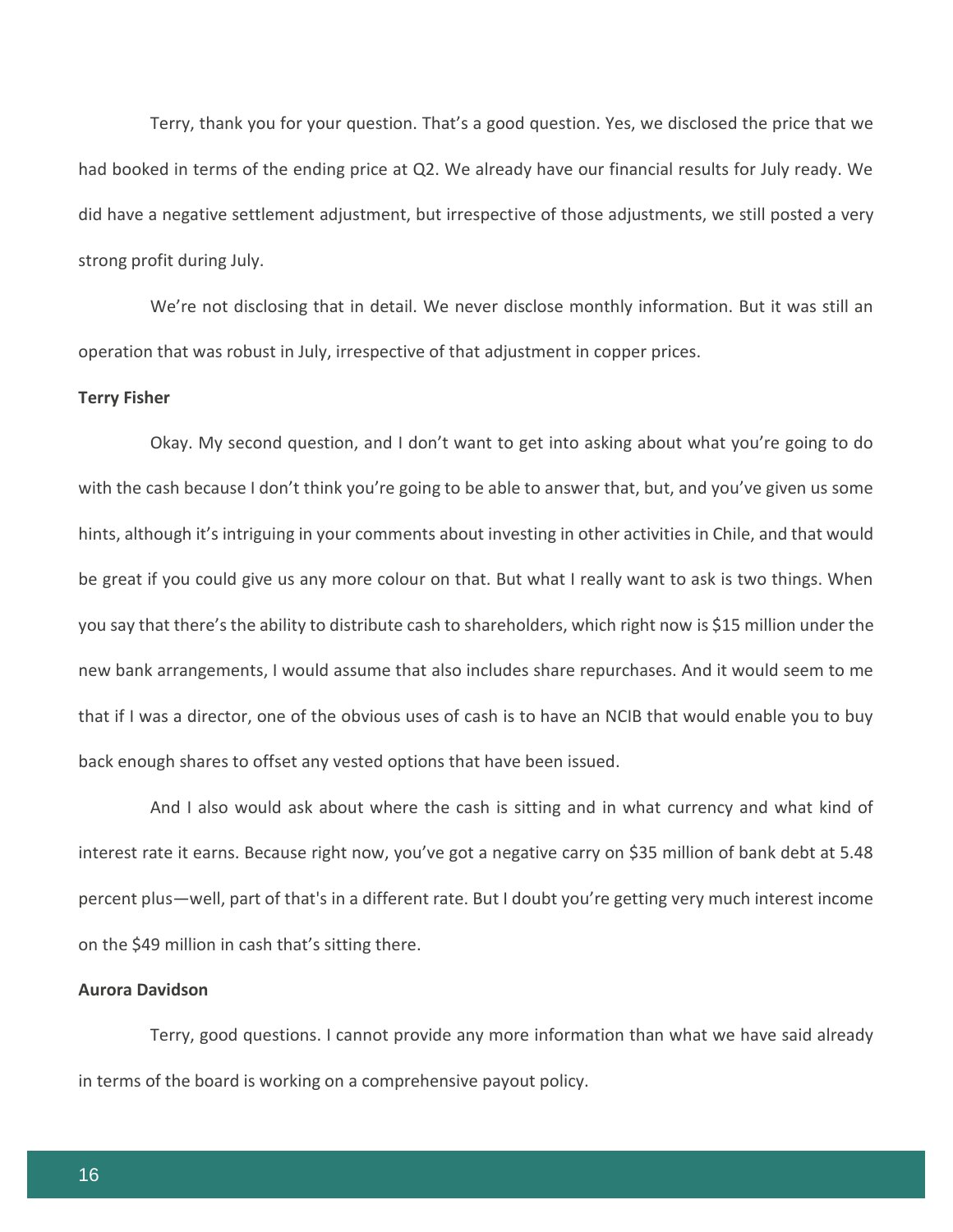Terry, thank you for your question. That's a good question. Yes, we disclosed the price that we had booked in terms of the ending price at Q2. We already have our financial results for July ready. We did have a negative settlement adjustment, but irrespective of those adjustments, we still posted a very strong profit during July.

We're not disclosing that in detail. We never disclose monthly information. But it was still an operation that was robust in July, irrespective of that adjustment in copper prices.

**Terry Fisher**

Okay. My second question, and I don't want to get into asking about what you're going to do with the cash because I don't think you're going to be able to answer that, but, and you've given us some hints, although it's intriguing in your comments about investing in other activities in Chile, and that would be great if you could give us any more colour on that. But what I really want to ask is two things. When you say that there's the ability to distribute cash to shareholders, which right now is $15 million under the new bank arrangements, I would assume that also includes share repurchases. And it would seem to me that if I was a director, one of the obvious uses of cash is to have an NCIB that would enable you to buy back enough shares to offset any vested options that have been issued.

And I also would ask about where the cash is sitting and in what currency and what kind of interest rate it earns. Because right now, you've got a negative carry on $35 million of bank debt at 5.48 percent plus—well, part of that's in a different rate. But I doubt you're getting very much interest income on the $49 million in cash that's sitting there.

**Aurora Davidson**

Terry, good questions. I cannot provide any more information than what we have said already in terms of the board is working on a comprehensive payout policy.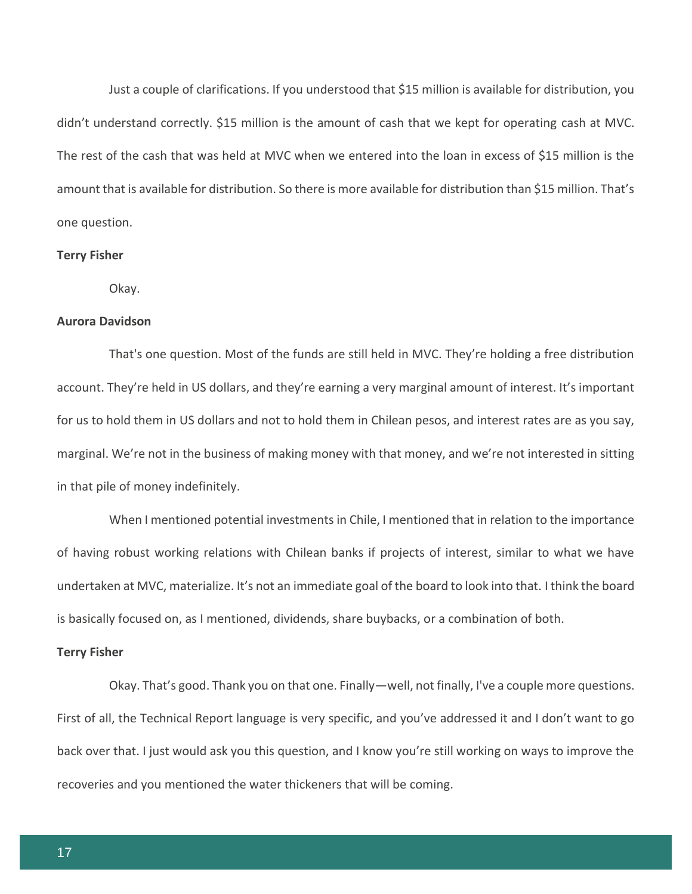Just a couple of clarifications. If you understood that $15 million is available for distribution, you didn't understand correctly. $15 million is the amount of cash that we kept for operating cash at MVC. The rest of the cash that was held at MVC when we entered into the loan in excess of $15 million is the amount that is available for distribution. So there is more available for distribution than $15 million. That's one question.

**Terry Fisher**

Okay.

**Aurora Davidson**

That's one question. Most of the funds are still held in MVC. They're holding a free distribution account. They're held in US dollars, and they're earning a very marginal amount of interest. It's important for us to hold them in US dollars and not to hold them in Chilean pesos, and interest rates are as you say, marginal. We're not in the business of making money with that money, and we're not interested in sitting in that pile of money indefinitely.

When I mentioned potential investments in Chile, I mentioned that in relation to the importance of having robust working relations with Chilean banks if projects of interest, similar to what we have undertaken at MVC, materialize. It's not an immediate goal of the board to look into that. I think the board is basically focused on, as I mentioned, dividends, share buybacks, or a combination of both.

**Terry Fisher**

Okay. That's good. Thank you on that one. Finally—well, not finally, I've a couple more questions. First of all, the Technical Report language is very specific, and you've addressed it and I don't want to go back over that. I just would ask you this question, and I know you're still working on ways to improve the recoveries and you mentioned the water thickeners that will be coming.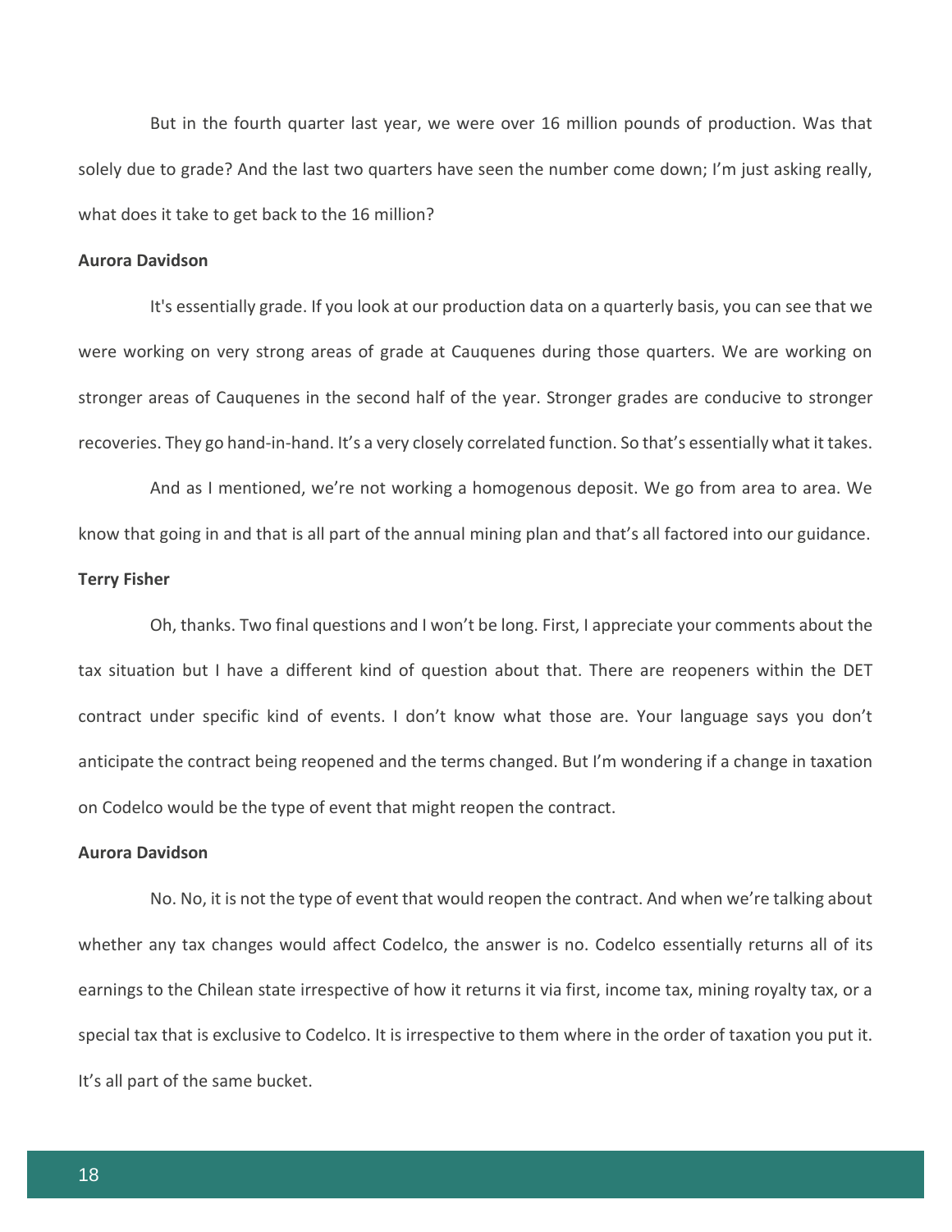But in the fourth quarter last year, we were over 16 million pounds of production. Was that solely due to grade? And the last two quarters have seen the number come down; I'm just asking really, what does it take to get back to the 16 million?

**Aurora Davidson**

It's essentially grade. If you look at our production data on a quarterly basis, you can see that we were working on very strong areas of grade at Cauquenes during those quarters. We are working on stronger areas of Cauquenes in the second half of the year. Stronger grades are conducive to stronger recoveries. They go hand-in-hand. It's a very closely correlated function. So that's essentially what it takes.

And as I mentioned, we're not working a homogenous deposit. We go from area to area. We know that going in and that is all part of the annual mining plan and that's all factored into our guidance.

**Terry Fisher**

Oh, thanks. Two final questions and I won't be long. First, I appreciate your comments about the tax situation but I have a different kind of question about that. There are reopeners within the DET contract under specific kind of events. I don't know what those are. Your language says you don't anticipate the contract being reopened and the terms changed. But I'm wondering if a change in taxation on Codelco would be the type of event that might reopen the contract.

**Aurora Davidson**

No. No, it is not the type of event that would reopen the contract. And when we're talking about whether any tax changes would affect Codelco, the answer is no. Codelco essentially returns all of its earnings to the Chilean state irrespective of how it returns it via first, income tax, mining royalty tax, or a special tax that is exclusive to Codelco. It is irrespective to them where in the order of taxation you put it. It's all part of the same bucket.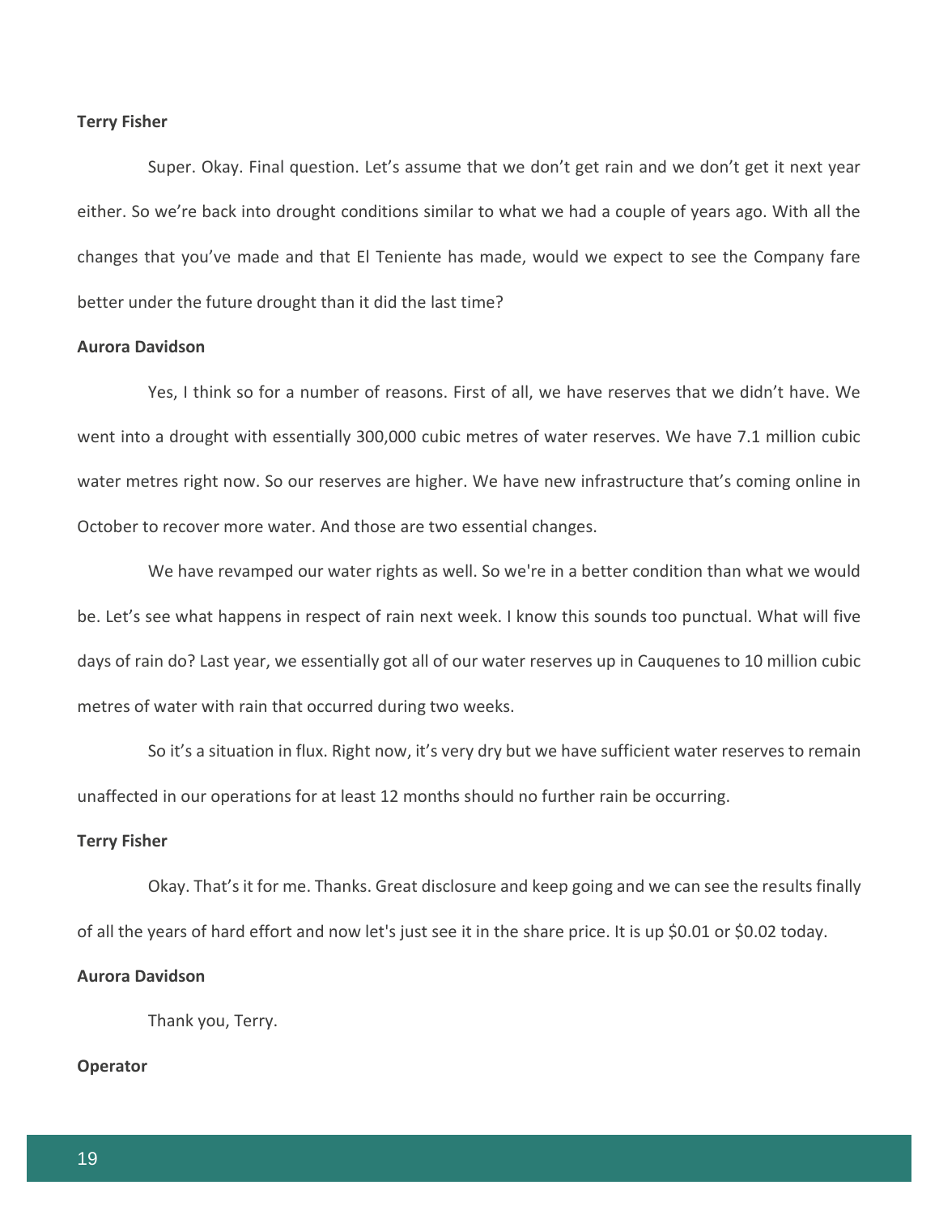**Terry Fisher**

Super. Okay. Final question. Let's assume that we don't get rain and we don't get it next year either. So we're back into drought conditions similar to what we had a couple of years ago. With all the changes that you've made and that El Teniente has made, would we expect to see the Company fare better under the future drought than it did the last time?

**Aurora Davidson**

Yes, I think so for a number of reasons. First of all, we have reserves that we didn't have. We went into a drought with essentially 300,000 cubic metres of water reserves. We have 7.1 million cubic water metres right now. So our reserves are higher. We have new infrastructure that's coming online in October to recover more water. And those are two essential changes.

We have revamped our water rights as well. So we're in a better condition than what we would be. Let's see what happens in respect of rain next week. I know this sounds too punctual. What will five days of rain do? Last year, we essentially got all of our water reserves up in Cauquenes to 10 million cubic metres of water with rain that occurred during two weeks.

So it's a situation in flux. Right now, it's very dry but we have sufficient water reserves to remain unaffected in our operations for at least 12 months should no further rain be occurring.

**Terry Fisher**

Okay. That's it for me. Thanks. Great disclosure and keep going and we can see the results finally of all the years of hard effort and now let's just see it in the share price. It is up $0.01 or $0.02 today.

**Aurora Davidson**

Thank you, Terry.

**Operator**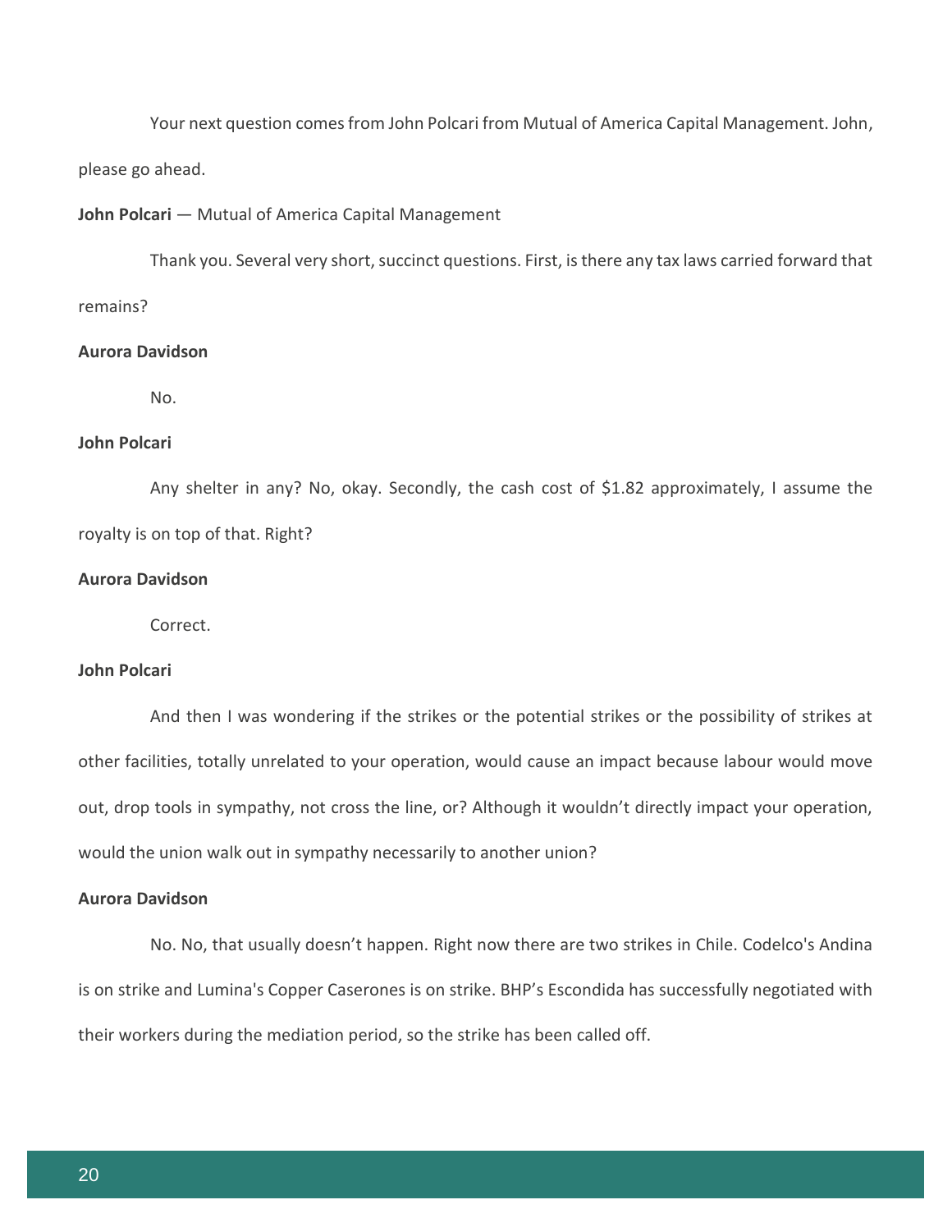Your next question comes from John Polcari from Mutual of America Capital Management. John, please go ahead.

**John Polcari** — Mutual of America Capital Management

Thank you. Several very short, succinct questions. First, is there any tax laws carried forward that remains?

**Aurora Davidson**

No.

**John Polcari**

Any shelter in any? No, okay. Secondly, the cash cost of $1.82 approximately, I assume the royalty is on top of that. Right?

**Aurora Davidson**

Correct.

**John Polcari**

And then I was wondering if the strikes or the potential strikes or the possibility of strikes at other facilities, totally unrelated to your operation, would cause an impact because labour would move out, drop tools in sympathy, not cross the line, or? Although it wouldn't directly impact your operation, would the union walk out in sympathy necessarily to another union?

**Aurora Davidson**

No. No, that usually doesn't happen. Right now there are two strikes in Chile. Codelco's Andina is on strike and Lumina's Copper Caserones is on strike. BHP's Escondida has successfully negotiated with their workers during the mediation period, so the strike has been called off.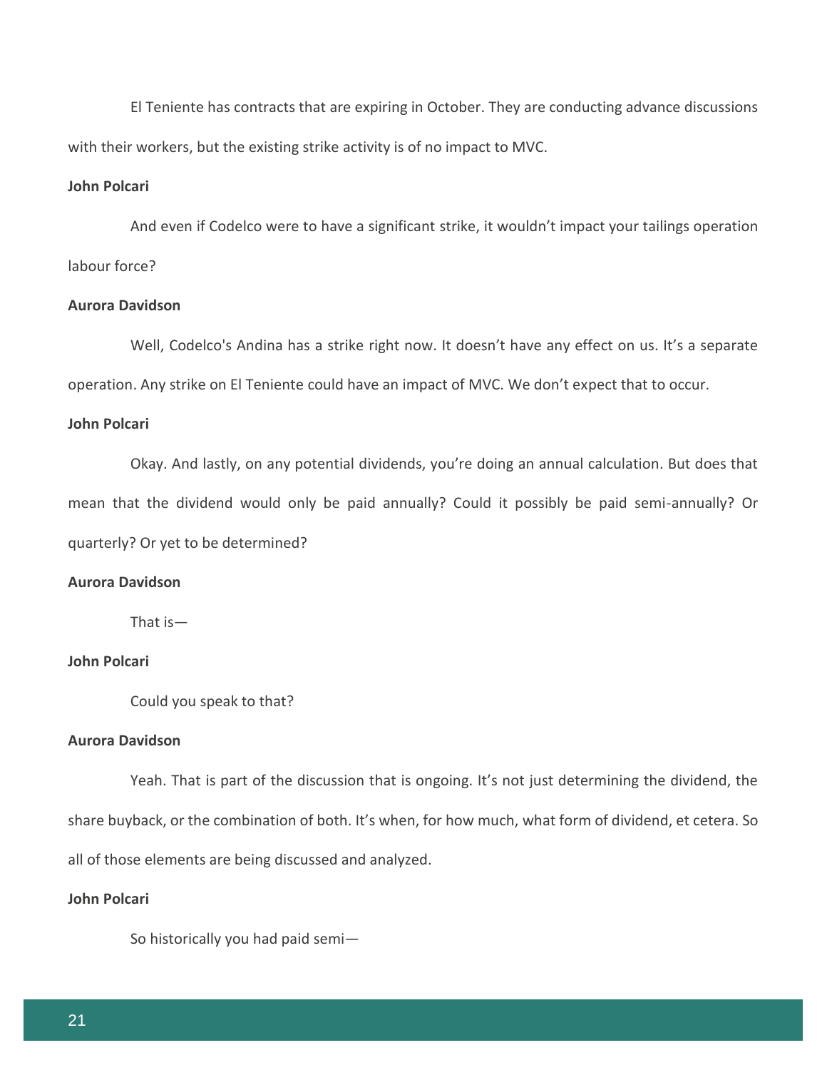El Teniente has contracts that are expiring in October. They are conducting advance discussions with their workers, but the existing strike activity is of no impact to MVC.

**John Polcari**

And even if Codelco were to have a significant strike, it wouldn't impact your tailings operation labour force?

**Aurora Davidson**

Well, Codelco's Andina has a strike right now. It doesn't have any effect on us. It's a separate operation. Any strike on El Teniente could have an impact of MVC. We don't expect that to occur.

**John Polcari**

Okay. And lastly, on any potential dividends, you're doing an annual calculation. But does that mean that the dividend would only be paid annually? Could it possibly be paid semi-annually? Or quarterly? Or yet to be determined?

**Aurora Davidson**

That is—

**John Polcari**

Could you speak to that?

**Aurora Davidson**

Yeah. That is part of the discussion that is ongoing. It's not just determining the dividend, the share buyback, or the combination of both. It's when, for how much, what form of dividend, et cetera. So all of those elements are being discussed and analyzed.

**John Polcari**

So historically you had paid semi—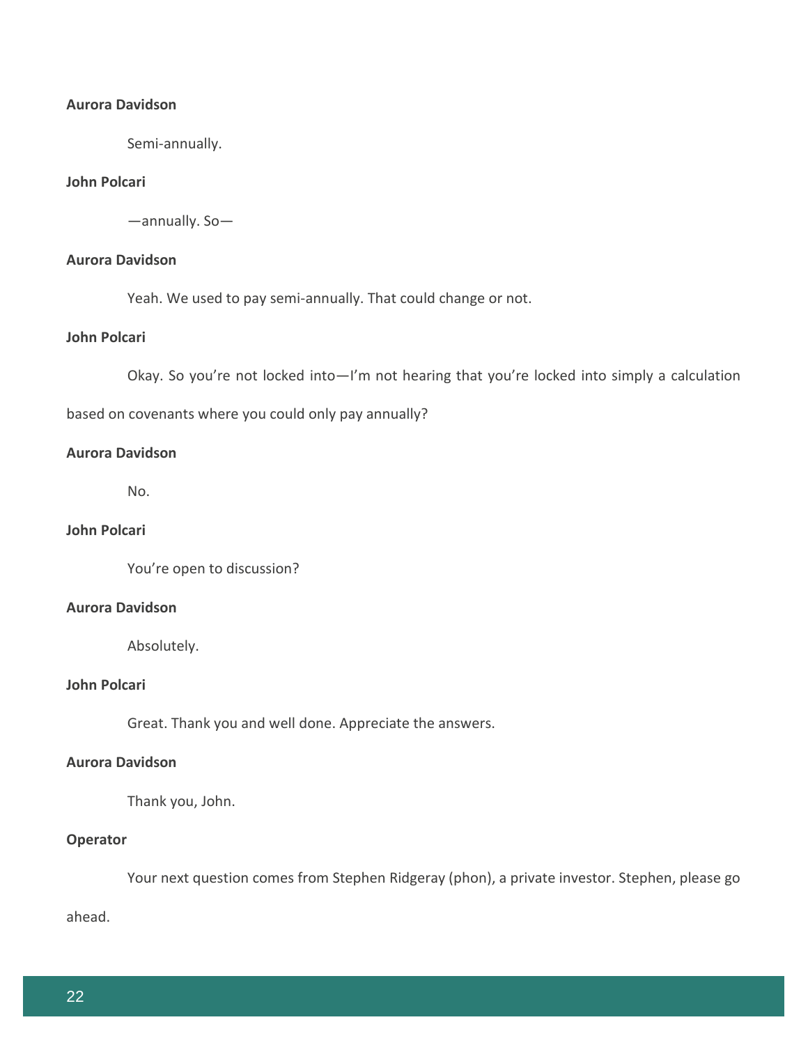**Aurora Davidson**

Semi-annually.

**John Polcari**

—annually. So—

**Aurora Davidson**

Yeah. We used to pay semi-annually. That could change or not.

**John Polcari**

Okay. So you're not locked into—I'm not hearing that you're locked into simply a calculation based on covenants where you could only pay annually?

**Aurora Davidson**

No.

**John Polcari**

You're open to discussion?

**Aurora Davidson**

Absolutely.

**John Polcari**

Great. Thank you and well done. Appreciate the answers.

**Aurora Davidson**

Thank you, John.

**Operator**

Your next question comes from Stephen Ridgeray (phon), a private investor. Stephen, please go ahead.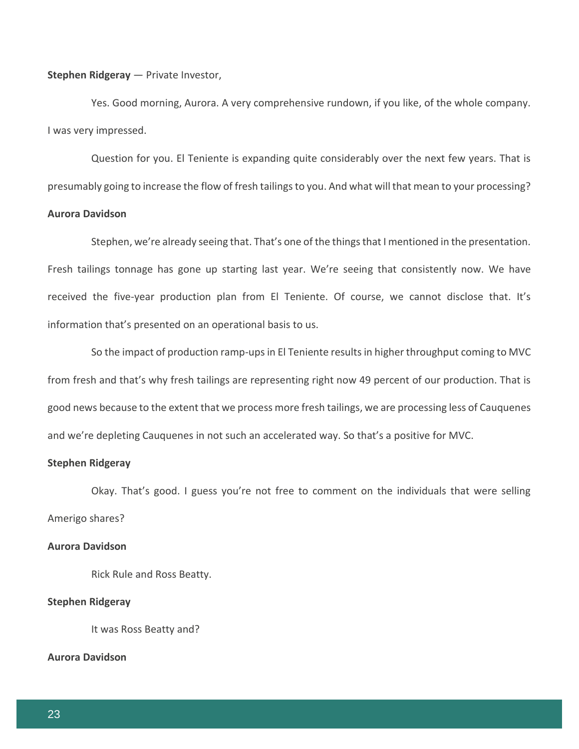**Stephen Ridgeray** — Private Investor,

Yes. Good morning, Aurora. A very comprehensive rundown, if you like, of the whole company. I was very impressed.

Question for you. El Teniente is expanding quite considerably over the next few years. That is presumably going to increase the flow of fresh tailings to you. And what will that mean to your processing?

**Aurora Davidson**

Stephen, we're already seeing that. That's one of the things that I mentioned in the presentation. Fresh tailings tonnage has gone up starting last year. We're seeing that consistently now. We have received the five-year production plan from El Teniente. Of course, we cannot disclose that. It's information that's presented on an operational basis to us.

So the impact of production ramp-ups in El Teniente results in higher throughput coming to MVC from fresh and that's why fresh tailings are representing right now 49 percent of our production. That is good news because to the extent that we process more fresh tailings, we are processing less of Cauquenes and we're depleting Cauquenes in not such an accelerated way. So that's a positive for MVC.

**Stephen Ridgeray**

Okay. That's good. I guess you're not free to comment on the individuals that were selling Amerigo shares?

**Aurora Davidson**

Rick Rule and Ross Beatty.

**Stephen Ridgeray**

It was Ross Beatty and?

**Aurora Davidson**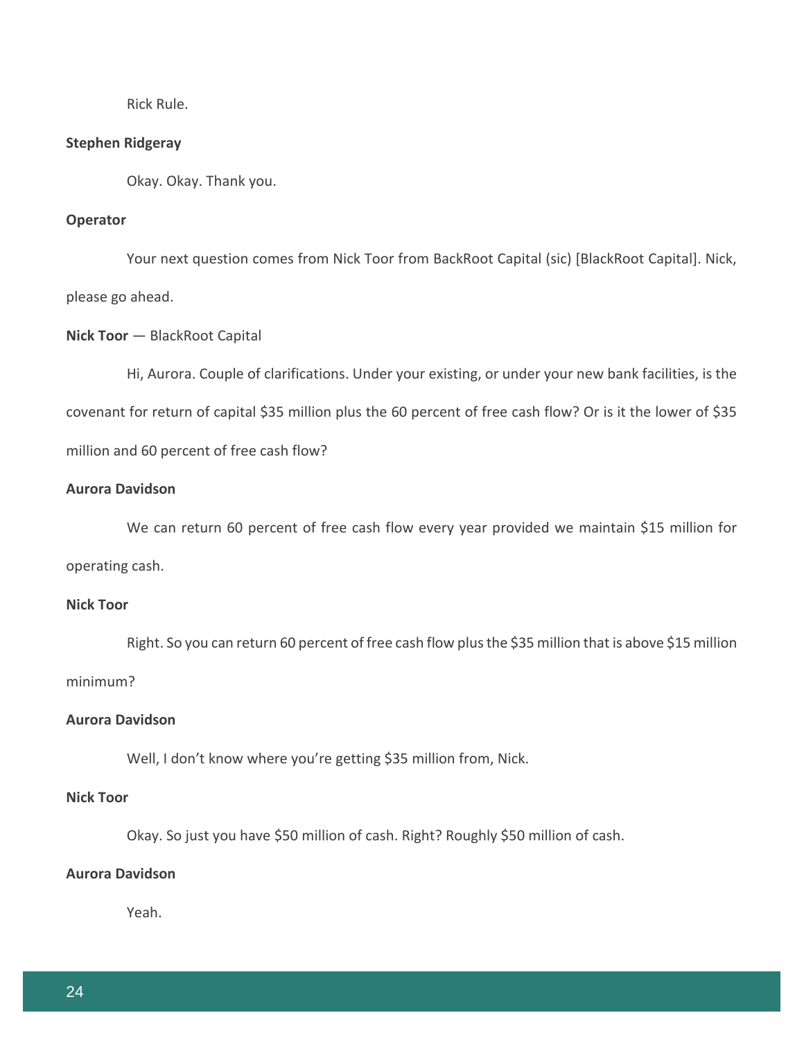Rick Rule.

**Stephen Ridgeray**

Okay. Okay. Thank you.

**Operator**

Your next question comes from Nick Toor from BackRoot Capital (sic) [BlackRoot Capital]. Nick, please go ahead.

**Nick Toor** — BlackRoot Capital

Hi, Aurora. Couple of clarifications. Under your existing, or under your new bank facilities, is the covenant for return of capital $35 million plus the 60 percent of free cash flow? Or is it the lower of $35 million and 60 percent of free cash flow?

**Aurora Davidson**

We can return 60 percent of free cash flow every year provided we maintain $15 million for operating cash.

**Nick Toor**

Right. So you can return 60 percent of free cash flow plus the $35 million that is above $15 million minimum?

**Aurora Davidson**

Well, I don't know where you're getting $35 million from, Nick.

**Nick Toor**

Okay. So just you have $50 million of cash. Right? Roughly $50 million of cash.

**Aurora Davidson**

Yeah.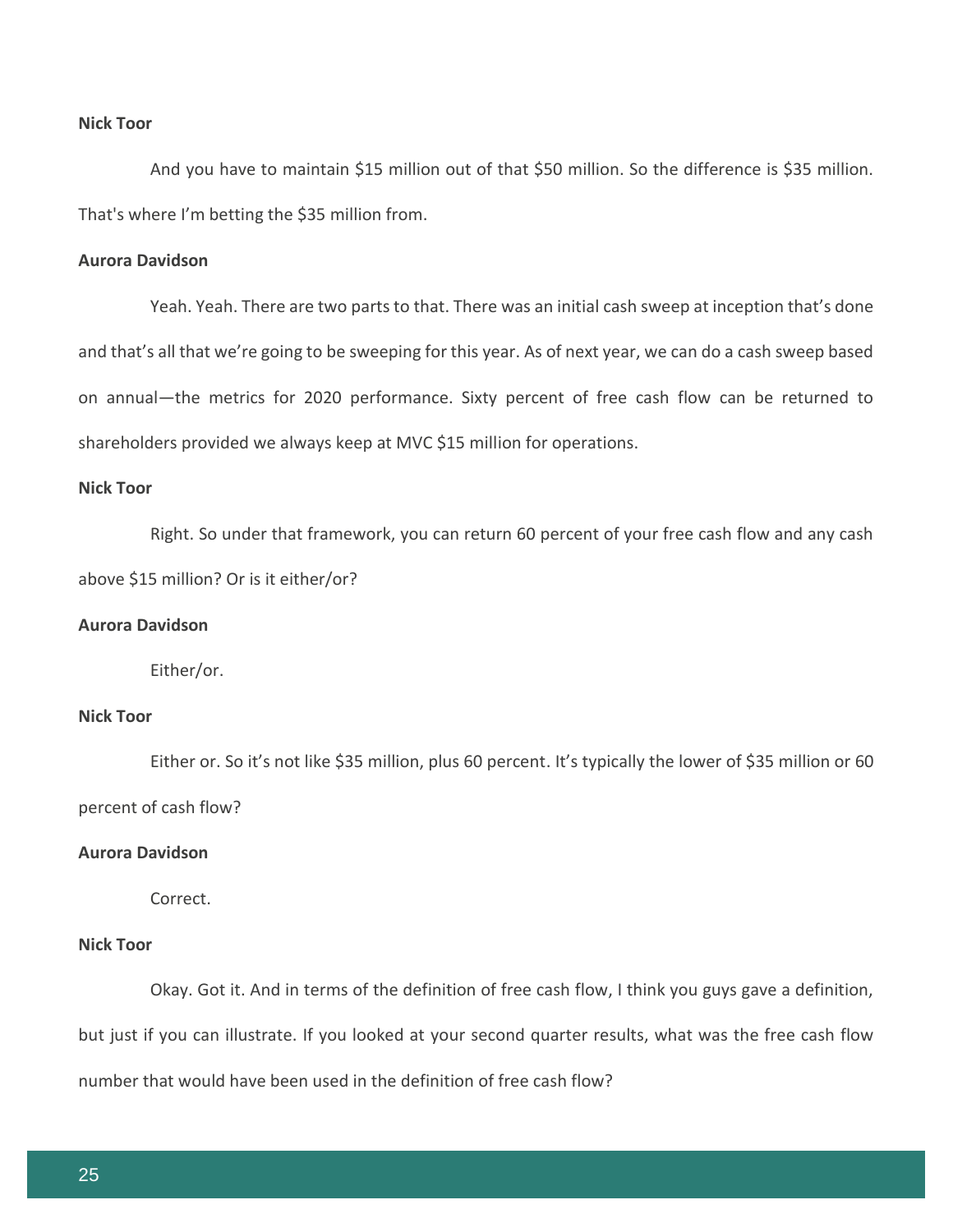**Nick Toor**

And you have to maintain $15 million out of that $50 million. So the difference is $35 million. That's where I'm betting the $35 million from.

**Aurora Davidson**

Yeah. Yeah. There are two parts to that. There was an initial cash sweep at inception that's done and that's all that we're going to be sweeping for this year. As of next year, we can do a cash sweep based on annual—the metrics for 2020 performance. Sixty percent of free cash flow can be returned to shareholders provided we always keep at MVC $15 million for operations.

**Nick Toor**

Right. So under that framework, you can return 60 percent of your free cash flow and any cash above $15 million? Or is it either/or?

**Aurora Davidson**

Either/or.

**Nick Toor**

Either or. So it's not like $35 million, plus 60 percent. It's typically the lower of $35 million or 60 percent of cash flow?

**Aurora Davidson**

Correct.

**Nick Toor**

Okay. Got it. And in terms of the definition of free cash flow, I think you guys gave a definition, but just if you can illustrate. If you looked at your second quarter results, what was the free cash flow number that would have been used in the definition of free cash flow?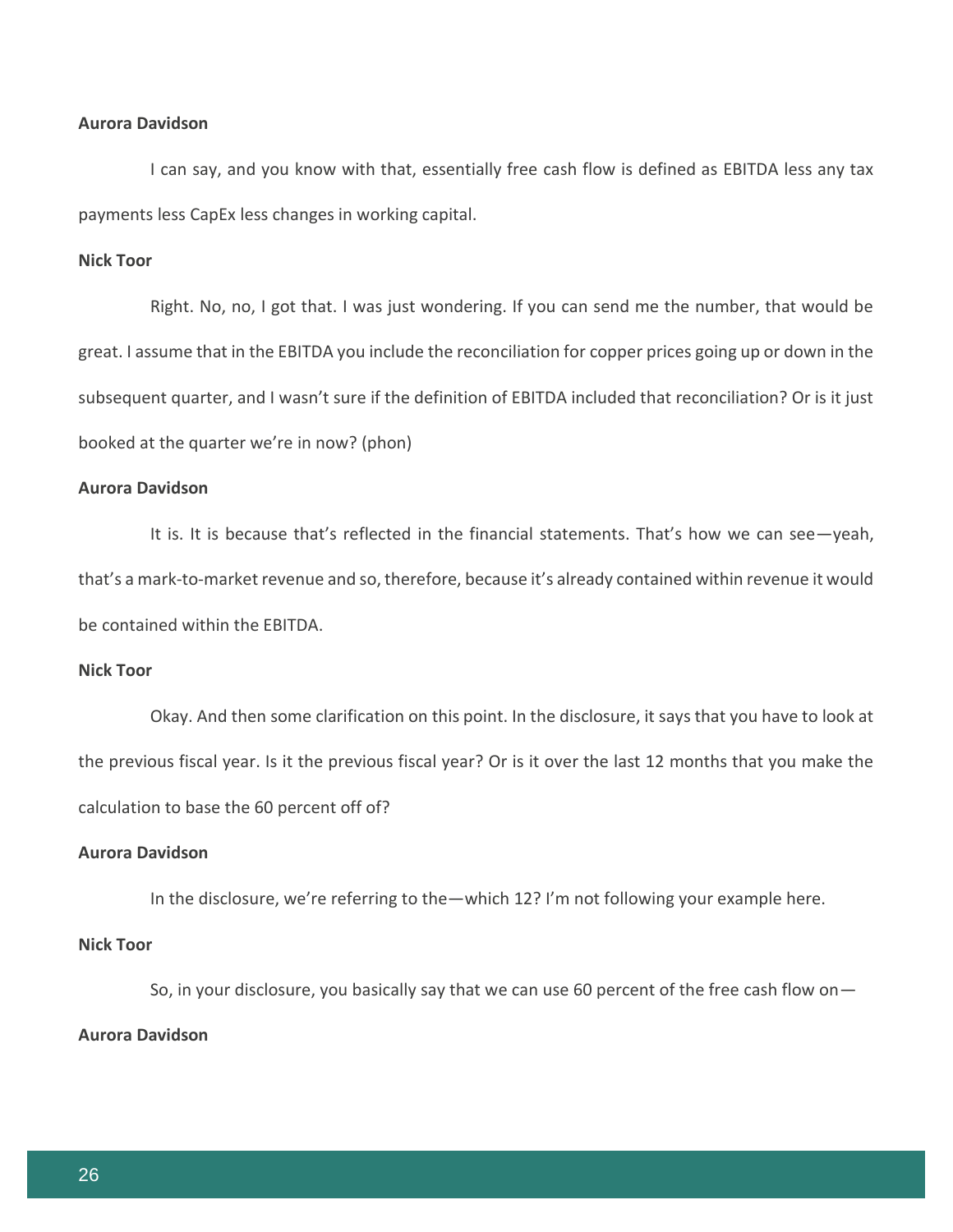**Aurora Davidson**

I can say, and you know with that, essentially free cash flow is defined as EBITDA less any tax payments less CapEx less changes in working capital.

**Nick Toor**

Right. No, no, I got that. I was just wondering. If you can send me the number, that would be great. I assume that in the EBITDA you include the reconciliation for copper prices going up or down in the subsequent quarter, and I wasn't sure if the definition of EBITDA included that reconciliation? Or is it just booked at the quarter we're in now? (phon)

**Aurora Davidson**

It is. It is because that's reflected in the financial statements. That's how we can see—yeah, that's a mark-to-market revenue and so, therefore, because it's already contained within revenue it would be contained within the EBITDA.

**Nick Toor**

Okay. And then some clarification on this point. In the disclosure, it says that you have to look at the previous fiscal year. Is it the previous fiscal year? Or is it over the last 12 months that you make the calculation to base the 60 percent off of?

**Aurora Davidson**

In the disclosure, we're referring to the—which 12? I'm not following your example here.

**Nick Toor**

So, in your disclosure, you basically say that we can use 60 percent of the free cash flow on—

**Aurora Davidson**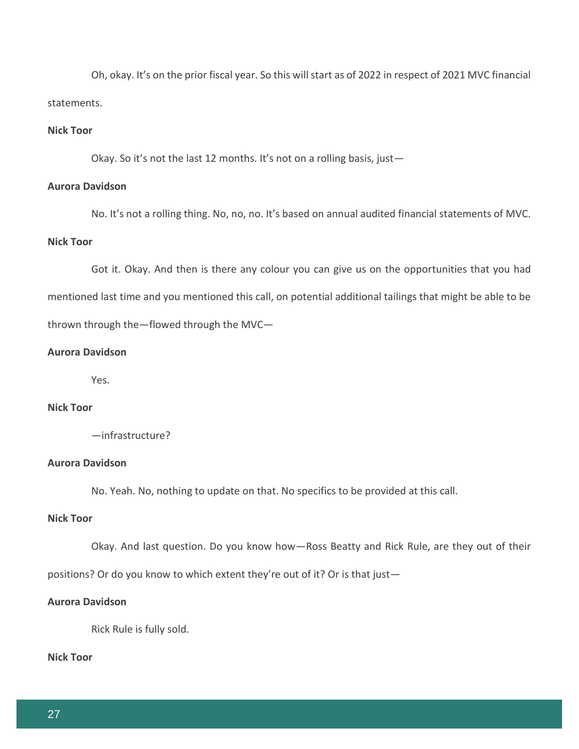Oh, okay. It's on the prior fiscal year. So this will start as of 2022 in respect of 2021 MVC financial statements.

**Nick Toor**

Okay. So it's not the last 12 months. It's not on a rolling basis, just—

**Aurora Davidson**

No. It's not a rolling thing. No, no, no. It's based on annual audited financial statements of MVC.

**Nick Toor**

Got it. Okay. And then is there any colour you can give us on the opportunities that you had mentioned last time and you mentioned this call, on potential additional tailings that might be able to be thrown through the—flowed through the MVC—

**Aurora Davidson**

Yes.

**Nick Toor**

—infrastructure?

**Aurora Davidson**

No. Yeah. No, nothing to update on that. No specifics to be provided at this call.

**Nick Toor**

Okay. And last question. Do you know how—Ross Beatty and Rick Rule, are they out of their positions? Or do you know to which extent they're out of it? Or is that just—

**Aurora Davidson**

Rick Rule is fully sold.

**Nick Toor**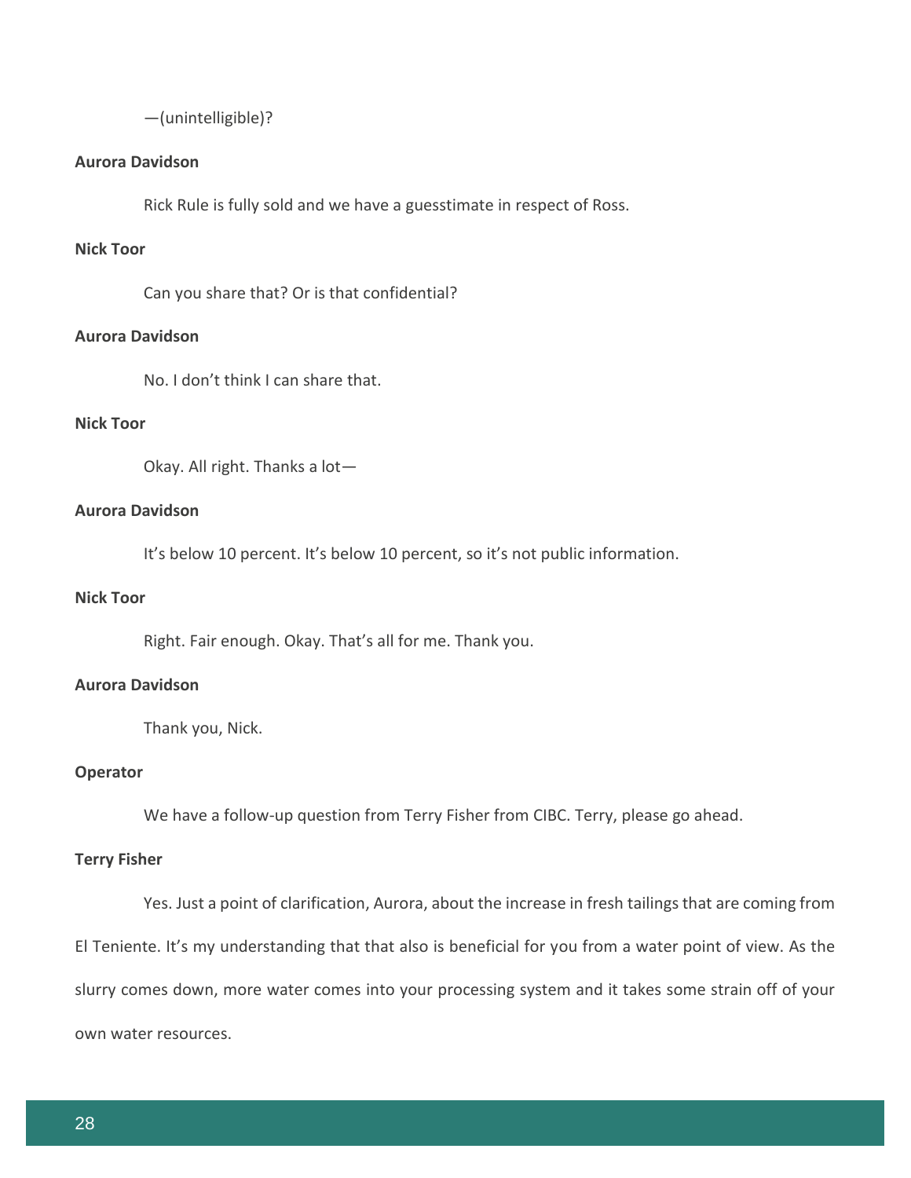—(unintelligible)?

**Aurora Davidson**

Rick Rule is fully sold and we have a guesstimate in respect of Ross.

**Nick Toor**

Can you share that? Or is that confidential?

**Aurora Davidson**

No. I don't think I can share that.

**Nick Toor**

Okay. All right. Thanks a lot—

**Aurora Davidson**

It's below 10 percent. It's below 10 percent, so it's not public information.

**Nick Toor**

Right. Fair enough. Okay. That's all for me. Thank you.

**Aurora Davidson**

Thank you, Nick.

**Operator**

We have a follow-up question from Terry Fisher from CIBC. Terry, please go ahead.

**Terry Fisher**

Yes. Just a point of clarification, Aurora, about the increase in fresh tailings that are coming from El Teniente. It's my understanding that that also is beneficial for you from a water point of view. As the slurry comes down, more water comes into your processing system and it takes some strain off of your own water resources.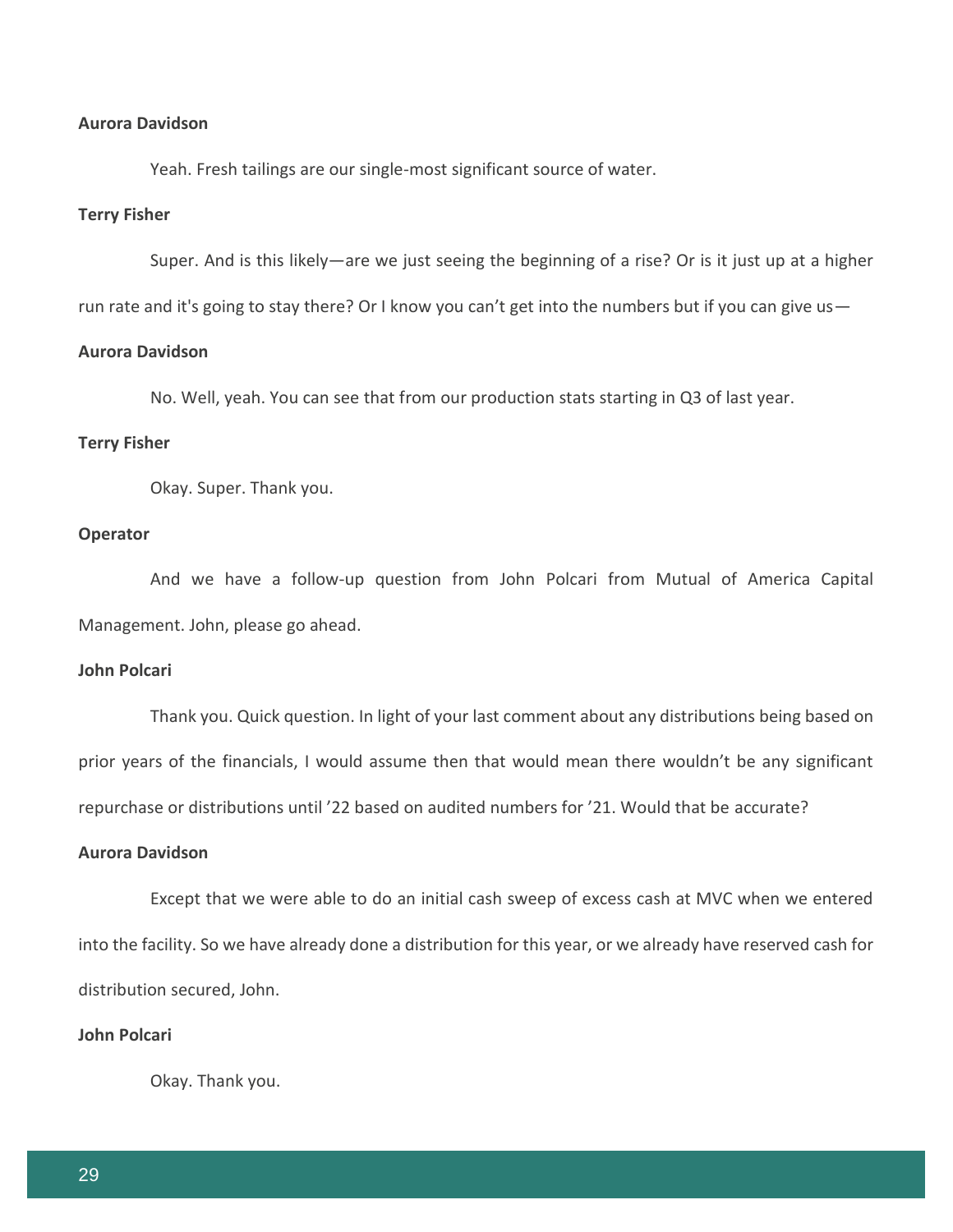**Aurora Davidson**

Yeah. Fresh tailings are our single-most significant source of water.

**Terry Fisher**

Super. And is this likely—are we just seeing the beginning of a rise? Or is it just up at a higher run rate and it's going to stay there? Or I know you can't get into the numbers but if you can give us—

**Aurora Davidson**

No. Well, yeah. You can see that from our production stats starting in Q3 of last year.

**Terry Fisher**

Okay. Super. Thank you.

**Operator**

And we have a follow-up question from John Polcari from Mutual of America Capital Management. John, please go ahead.

**John Polcari**

Thank you. Quick question. In light of your last comment about any distributions being based on prior years of the financials, I would assume then that would mean there wouldn't be any significant repurchase or distributions until '22 based on audited numbers for '21. Would that be accurate?

**Aurora Davidson**

Except that we were able to do an initial cash sweep of excess cash at MVC when we entered into the facility. So we have already done a distribution for this year, or we already have reserved cash for distribution secured, John.

**John Polcari**

Okay. Thank you.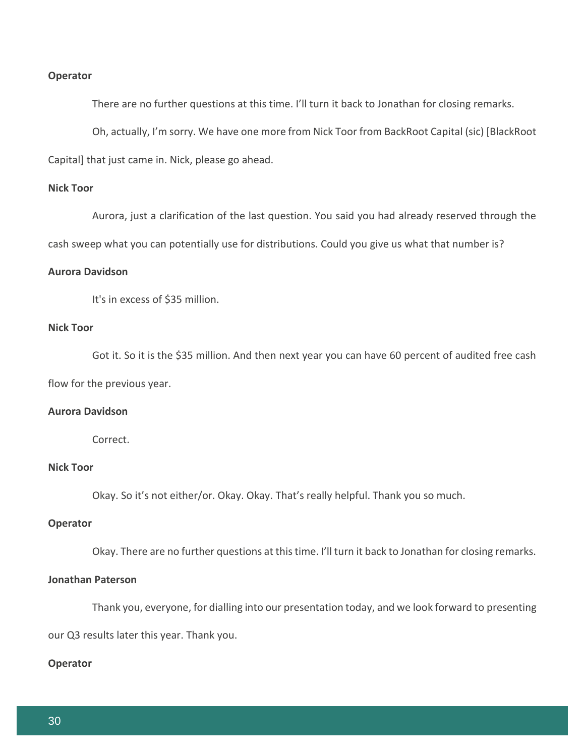**Operator**

There are no further questions at this time. I'll turn it back to Jonathan for closing remarks.

Oh, actually, I'm sorry. We have one more from Nick Toor from BackRoot Capital (sic) [BlackRoot Capital] that just came in. Nick, please go ahead.

**Nick Toor**

Aurora, just a clarification of the last question. You said you had already reserved through the cash sweep what you can potentially use for distributions. Could you give us what that number is?

**Aurora Davidson**

It's in excess of $35 million.

**Nick Toor**

Got it. So it is the $35 million. And then next year you can have 60 percent of audited free cash flow for the previous year.

**Aurora Davidson**

Correct.

**Nick Toor**

Okay. So it's not either/or. Okay. Okay. That's really helpful. Thank you so much.

**Operator**

Okay. There are no further questions at this time. I'll turn it back to Jonathan for closing remarks.

**Jonathan Paterson**

Thank you, everyone, for dialling into our presentation today, and we look forward to presenting our Q3 results later this year. Thank you.

**Operator**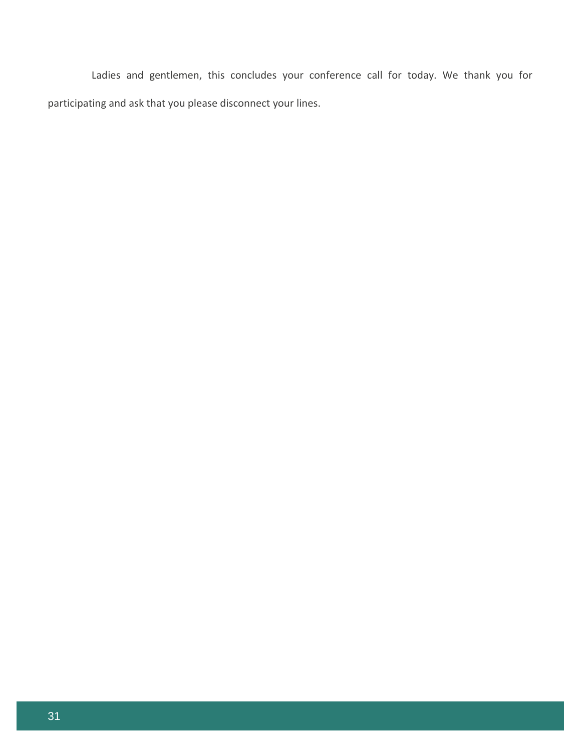Ladies and gentlemen, this concludes your conference call for today. We thank you for participating and ask that you please disconnect your lines.